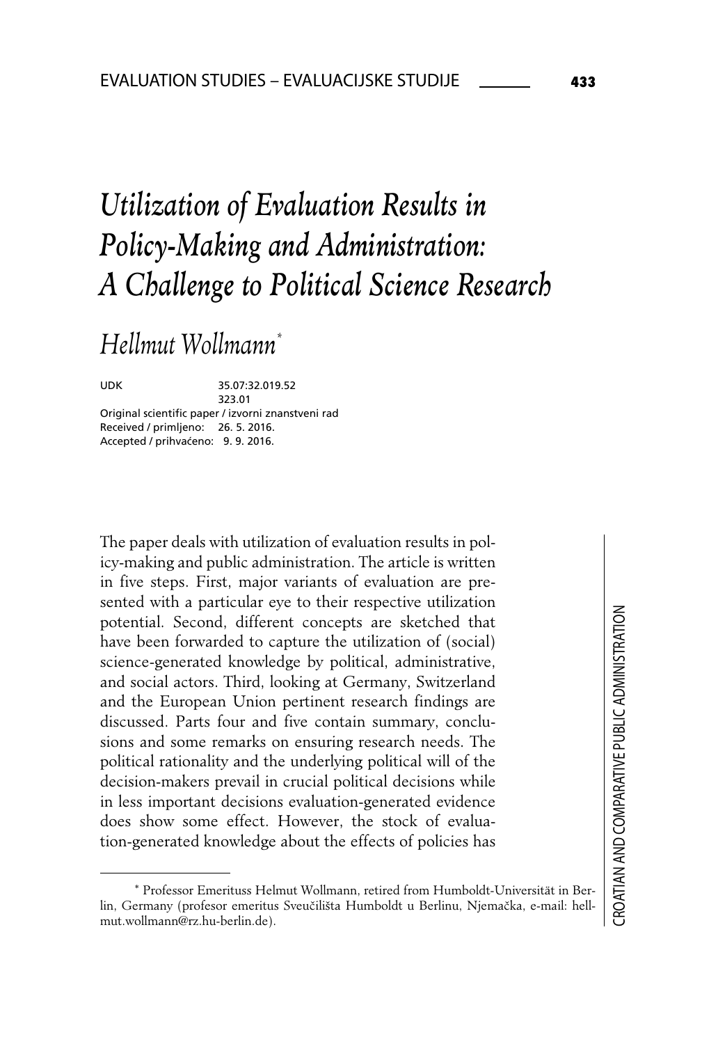# *Utilization of Evaluation Results in Policy-Making and Administration: A Challenge to Political Science Research*

## *Hellmut Wollmann*[*]

UDK 35.07:32.019.52
323.01
Original scientific paper / izvorni znanstveni rad
Received / primljeno: 26. 5. 2016.
Accepted / prihvaćeno: 9. 9. 2016.

The paper deals with utilization of evaluation results in policy-making and public administration. The article is written in five steps. First, major variants of evaluation are presented with a particular eye to their respective utilization potential. Second, different concepts are sketched that have been forwarded to capture the utilization of (social) science-generated knowledge by political, administrative, and social actors. Third, looking at Germany, Switzerland and the European Union pertinent research findings are discussed. Parts four and five contain summary, conclusions and some remarks on ensuring research needs. The political rationality and the underlying political will of the decision-makers prevail in crucial political decisions while in less important decisions evaluation-generated evidence does show some effect. However, the stock of evaluation-generated knowledge about the effects of policies has

---

[*] Professor Emerituss Helmut Wollmann, retired from Humboldt-Universität in Berlin, Germany (profesor emeritus Sveučilišta Humboldt u Berlinu, Njemačka, e-mail: hellmut.wollmann@rz.hu-berlin.de).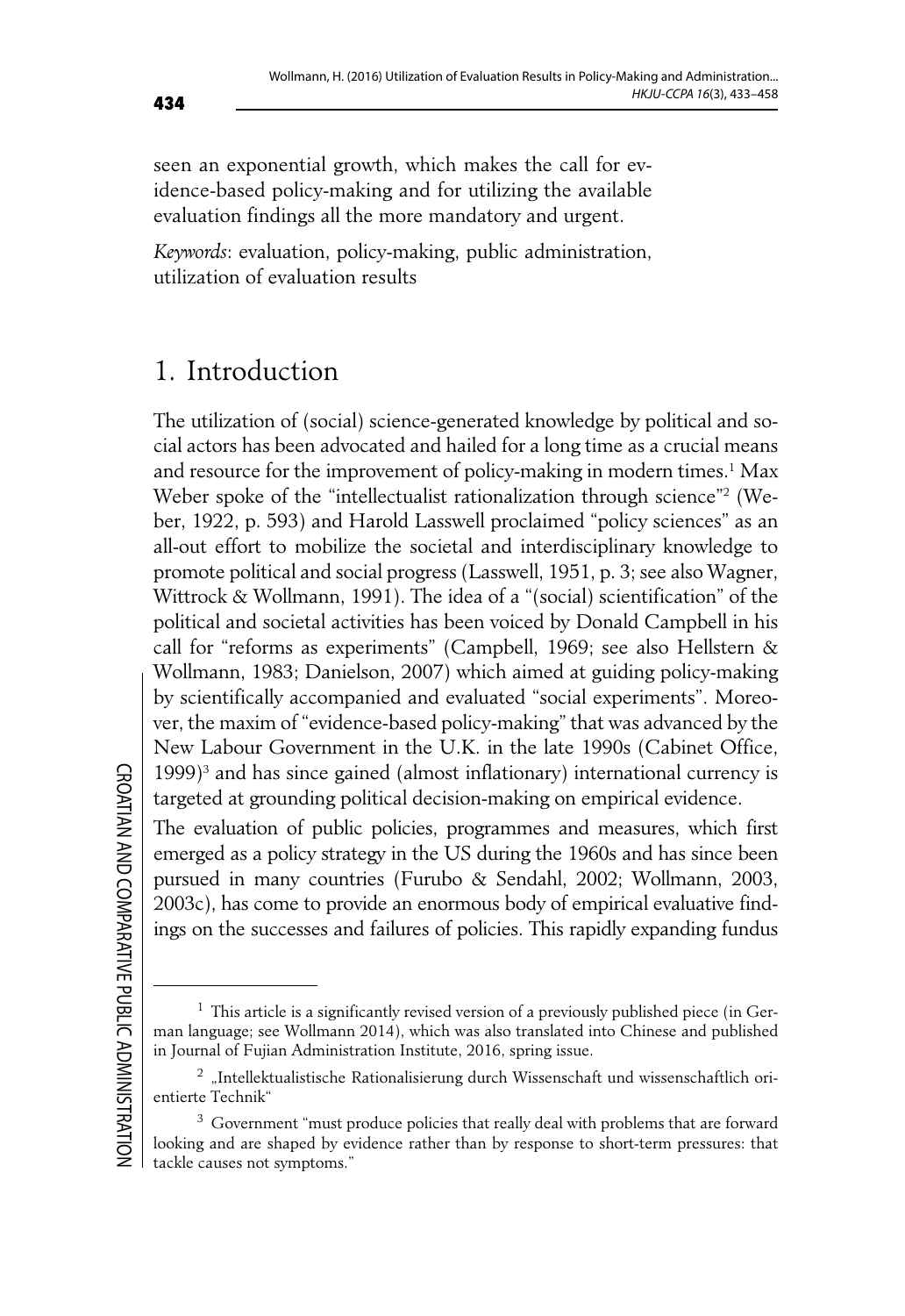seen an exponential growth, which makes the call for evidence-based policy-making and for utilizing the available evaluation findings all the more mandatory and urgent.

*Keywords*: evaluation, policy-making, public administration, utilization of evaluation results

# 1. Introduction

The utilization of (social) science-generated knowledge by political and social actors has been advocated and hailed for a long time as a crucial means and resource for the improvement of policy-making in modern times.[1] Max Weber spoke of the "intellectualist rationalization through science"[2] (Weber, 1922, p. 593) and Harold Lasswell proclaimed "policy sciences" as an all-out effort to mobilize the societal and interdisciplinary knowledge to promote political and social progress (Lasswell, 1951, p. 3; see also Wagner, Wittrock & Wollmann, 1991). The idea of a "(social) scientification" of the political and societal activities has been voiced by Donald Campbell in his call for "reforms as experiments" (Campbell, 1969; see also Hellstern & Wollmann, 1983; Danielson, 2007) which aimed at guiding policy-making by scientifically accompanied and evaluated "social experiments". Moreover, the maxim of "evidence-based policy-making" that was advanced by the New Labour Government in the U.K. in the late 1990s (Cabinet Office, 1999)[3] and has since gained (almost inflationary) international currency is targeted at grounding political decision-making on empirical evidence.

The evaluation of public policies, programmes and measures, which first emerged as a policy strategy in the US during the 1960s and has since been pursued in many countries (Furubo & Sendahl, 2002; Wollmann, 2003, 2003c), has come to provide an enormous body of empirical evaluative findings on the successes and failures of policies. This rapidly expanding fundus

[1] This article is a significantly revised version of a previously published piece (in German language; see Wollmann 2014), which was also translated into Chinese and published in Journal of Fujian Administration Institute, 2016, spring issue.

[2] „Intellektualistische Rationalisierung durch Wissenschaft und wissenschaftlich orientierte Technik"

[3] Government "must produce policies that really deal with problems that are forward looking and are shaped by evidence rather than by response to short-term pressures: that tackle causes not symptoms."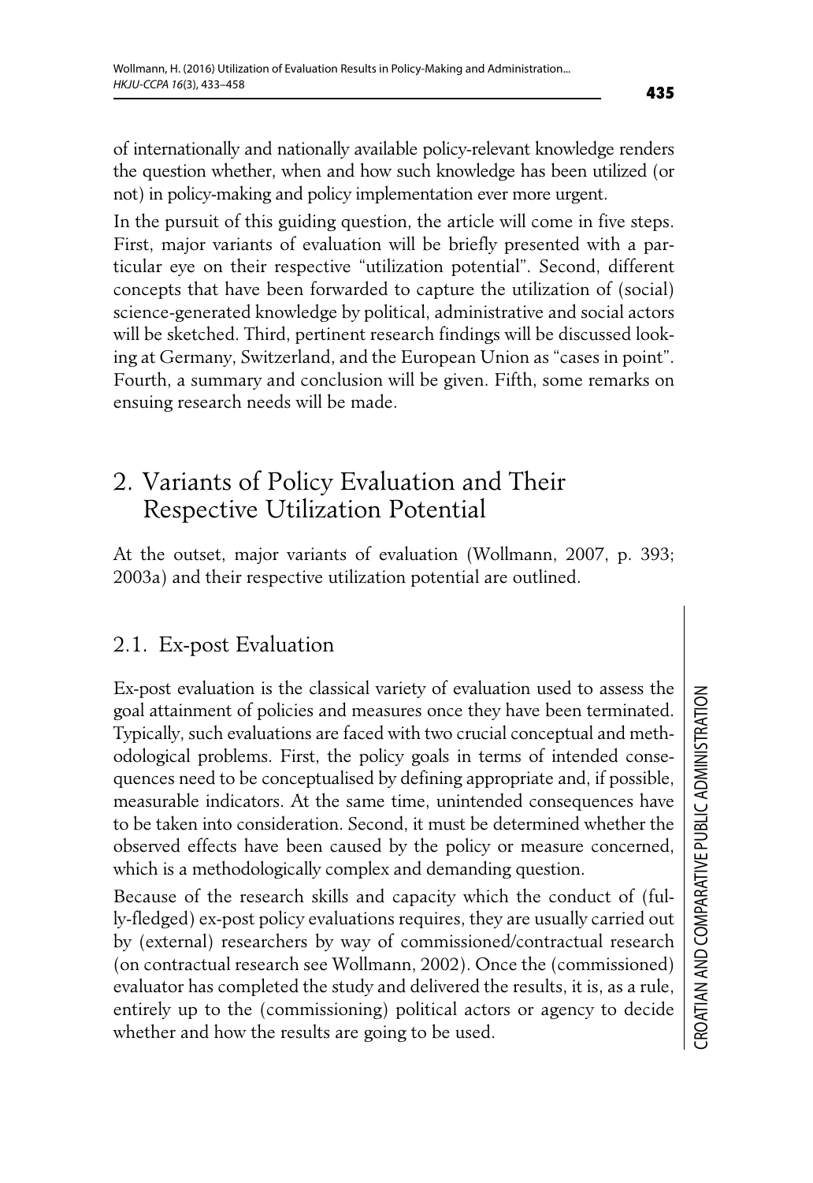of internationally and nationally available policy-relevant knowledge renders the question whether, when and how such knowledge has been utilized (or not) in policy-making and policy implementation ever more urgent.

In the pursuit of this guiding question, the article will come in five steps. First, major variants of evaluation will be briefly presented with a particular eye on their respective "utilization potential". Second, different concepts that have been forwarded to capture the utilization of (social) science-generated knowledge by political, administrative and social actors will be sketched. Third, pertinent research findings will be discussed looking at Germany, Switzerland, and the European Union as "cases in point". Fourth, a summary and conclusion will be given. Fifth, some remarks on ensuing research needs will be made.

## 2. Variants of Policy Evaluation and Their Respective Utilization Potential

At the outset, major variants of evaluation (Wollmann, 2007, p. 393; 2003a) and their respective utilization potential are outlined.

### 2.1. Ex-post Evaluation

Ex-post evaluation is the classical variety of evaluation used to assess the goal attainment of policies and measures once they have been terminated. Typically, such evaluations are faced with two crucial conceptual and methodological problems. First, the policy goals in terms of intended consequences need to be conceptualised by defining appropriate and, if possible, measurable indicators. At the same time, unintended consequences have to be taken into consideration. Second, it must be determined whether the observed effects have been caused by the policy or measure concerned, which is a methodologically complex and demanding question.

Because of the research skills and capacity which the conduct of (fully-fledged) ex-post policy evaluations requires, they are usually carried out by (external) researchers by way of commissioned/contractual research (on contractual research see Wollmann, 2002). Once the (commissioned) evaluator has completed the study and delivered the results, it is, as a rule, entirely up to the (commissioning) political actors or agency to decide whether and how the results are going to be used.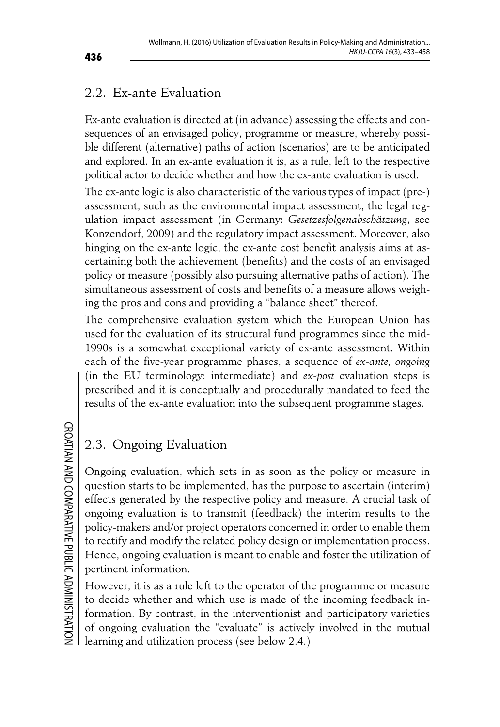## 2.2. Ex-ante Evaluation

Ex-ante evaluation is directed at (in advance) assessing the effects and consequences of an envisaged policy, programme or measure, whereby possible different (alternative) paths of action (scenarios) are to be anticipated and explored. In an ex-ante evaluation it is, as a rule, left to the respective political actor to decide whether and how the ex-ante evaluation is used.

The ex-ante logic is also characteristic of the various types of impact (pre-) assessment, such as the environmental impact assessment, the legal regulation impact assessment (in Germany: *Gesetzesfolgenabschätzung*, see Konzendorf, 2009) and the regulatory impact assessment. Moreover, also hinging on the ex-ante logic, the ex-ante cost benefit analysis aims at ascertaining both the achievement (benefits) and the costs of an envisaged policy or measure (possibly also pursuing alternative paths of action). The simultaneous assessment of costs and benefits of a measure allows weighing the pros and cons and providing a "balance sheet" thereof.

The comprehensive evaluation system which the European Union has used for the evaluation of its structural fund programmes since the mid-1990s is a somewhat exceptional variety of ex-ante assessment. Within each of the five-year programme phases, a sequence of *ex-ante, ongoing* (in the EU terminology: intermediate) and *ex-post* evaluation steps is prescribed and it is conceptually and procedurally mandated to feed the results of the ex-ante evaluation into the subsequent programme stages.

## 2.3. Ongoing Evaluation

Ongoing evaluation, which sets in as soon as the policy or measure in question starts to be implemented, has the purpose to ascertain (interim) effects generated by the respective policy and measure. A crucial task of ongoing evaluation is to transmit (feedback) the interim results to the policy-makers and/or project operators concerned in order to enable them to rectify and modify the related policy design or implementation process. Hence, ongoing evaluation is meant to enable and foster the utilization of pertinent information.

However, it is as a rule left to the operator of the programme or measure to decide whether and which use is made of the incoming feedback information. By contrast, in the interventionist and participatory varieties of ongoing evaluation the "evaluate" is actively involved in the mutual learning and utilization process (see below 2.4.)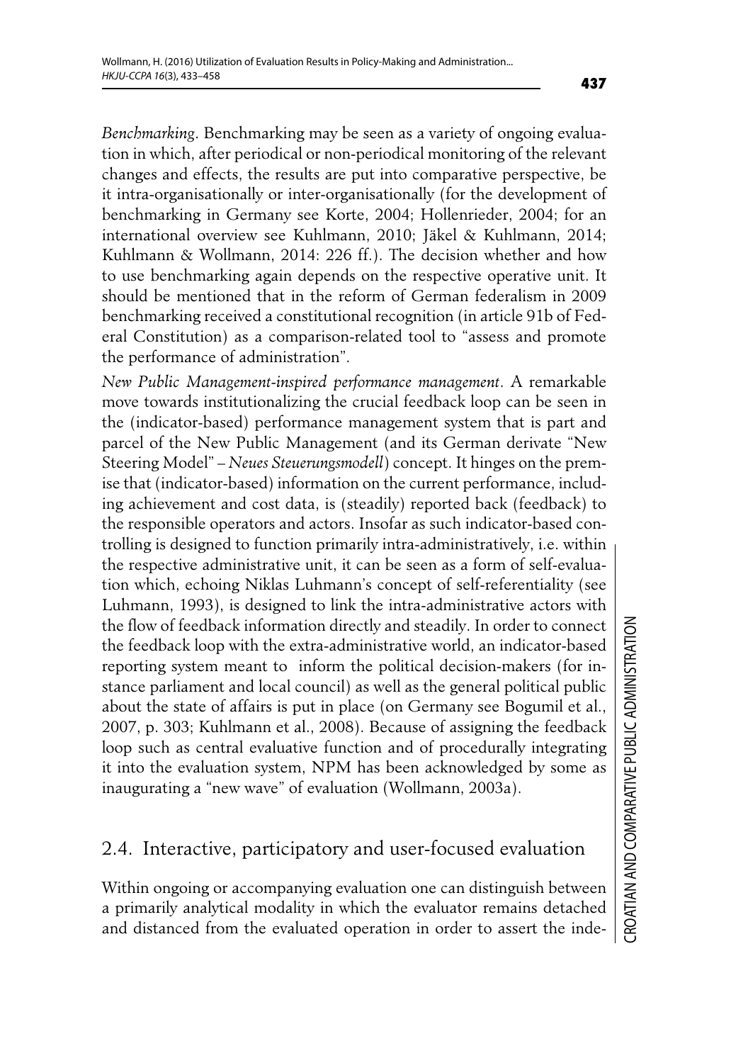*Benchmarking*. Benchmarking may be seen as a variety of ongoing evaluation in which, after periodical or non-periodical monitoring of the relevant changes and effects, the results are put into comparative perspective, be it intra-organisationally or inter-organisationally (for the development of benchmarking in Germany see Korte, 2004; Hollenrieder, 2004; for an international overview see Kuhlmann, 2010; Jäkel & Kuhlmann, 2014; Kuhlmann & Wollmann, 2014: 226 ff.). The decision whether and how to use benchmarking again depends on the respective operative unit. It should be mentioned that in the reform of German federalism in 2009 benchmarking received a constitutional recognition (in article 91b of Federal Constitution) as a comparison-related tool to "assess and promote the performance of administration".

*New Public Management-inspired performance management*. A remarkable move towards institutionalizing the crucial feedback loop can be seen in the (indicator-based) performance management system that is part and parcel of the New Public Management (and its German derivate "New Steering Model" – *Neues Steuerungsmodell*) concept. It hinges on the premise that (indicator-based) information on the current performance, including achievement and cost data, is (steadily) reported back (feedback) to the responsible operators and actors. Insofar as such indicator-based controlling is designed to function primarily intra-administratively, i.e. within the respective administrative unit, it can be seen as a form of self-evaluation which, echoing Niklas Luhmann's concept of self-referentiality (see Luhmann, 1993), is designed to link the intra-administrative actors with the flow of feedback information directly and steadily. In order to connect the feedback loop with the extra-administrative world, an indicator-based reporting system meant to inform the political decision-makers (for instance parliament and local council) as well as the general political public about the state of affairs is put in place (on Germany see Bogumil et al., 2007, p. 303; Kuhlmann et al., 2008). Because of assigning the feedback loop such as central evaluative function and of procedurally integrating it into the evaluation system, NPM has been acknowledged by some as inaugurating a "new wave" of evaluation (Wollmann, 2003a).

## 2.4. Interactive, participatory and user-focused evaluation

Within ongoing or accompanying evaluation one can distinguish between a primarily analytical modality in which the evaluator remains detached and distanced from the evaluated operation in order to assert the inde-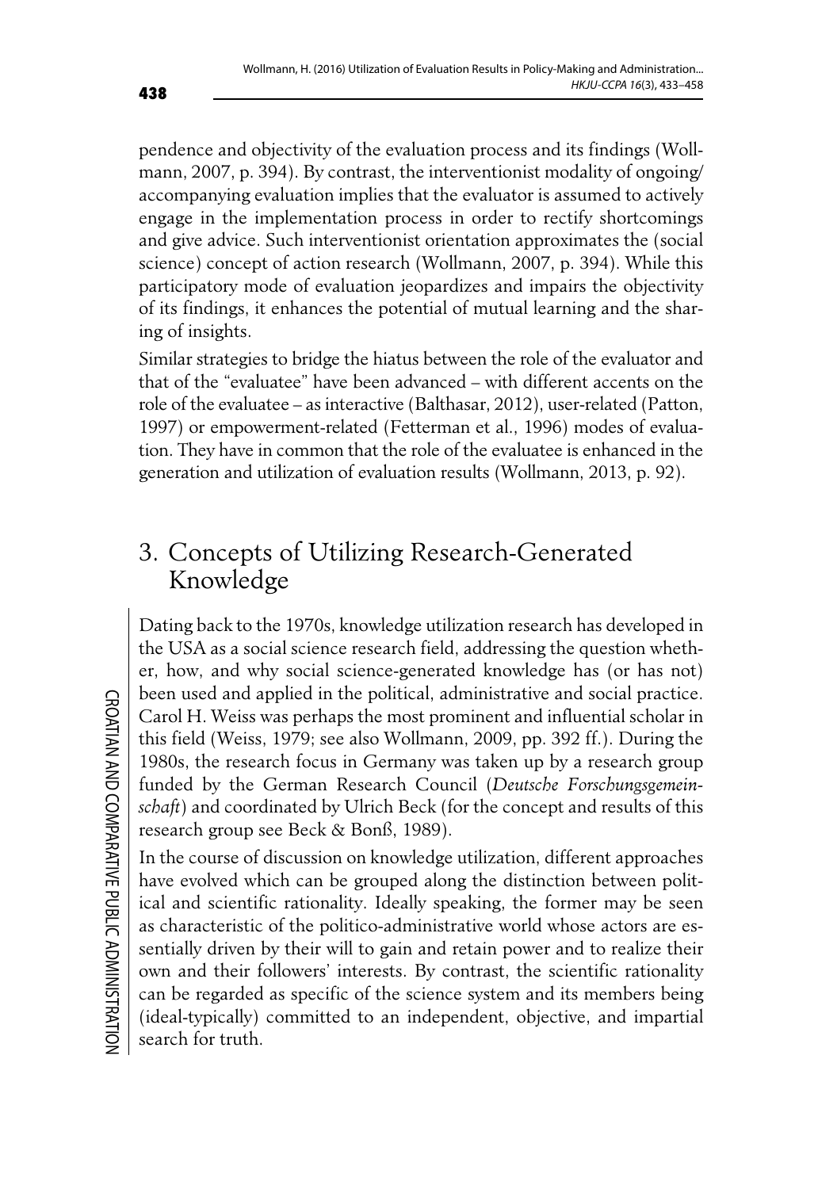pendence and objectivity of the evaluation process and its findings (Wollmann, 2007, p. 394). By contrast, the interventionist modality of ongoing/accompanying evaluation implies that the evaluator is assumed to actively engage in the implementation process in order to rectify shortcomings and give advice. Such interventionist orientation approximates the (social science) concept of action research (Wollmann, 2007, p. 394). While this participatory mode of evaluation jeopardizes and impairs the objectivity of its findings, it enhances the potential of mutual learning and the sharing of insights.

Similar strategies to bridge the hiatus between the role of the evaluator and that of the "evaluatee" have been advanced – with different accents on the role of the evaluatee – as interactive (Balthasar, 2012), user-related (Patton, 1997) or empowerment-related (Fetterman et al., 1996) modes of evaluation. They have in common that the role of the evaluatee is enhanced in the generation and utilization of evaluation results (Wollmann, 2013, p. 92).

## 3. Concepts of Utilizing Research-Generated Knowledge

Dating back to the 1970s, knowledge utilization research has developed in the USA as a social science research field, addressing the question whether, how, and why social science-generated knowledge has (or has not) been used and applied in the political, administrative and social practice. Carol H. Weiss was perhaps the most prominent and influential scholar in this field (Weiss, 1979; see also Wollmann, 2009, pp. 392 ff.). During the 1980s, the research focus in Germany was taken up by a research group funded by the German Research Council (*Deutsche Forschungsgemeinschaft*) and coordinated by Ulrich Beck (for the concept and results of this research group see Beck & Bonß, 1989).

In the course of discussion on knowledge utilization, different approaches have evolved which can be grouped along the distinction between political and scientific rationality. Ideally speaking, the former may be seen as characteristic of the politico-administrative world whose actors are essentially driven by their will to gain and retain power and to realize their own and their followers' interests. By contrast, the scientific rationality can be regarded as specific of the science system and its members being (ideal-typically) committed to an independent, objective, and impartial search for truth.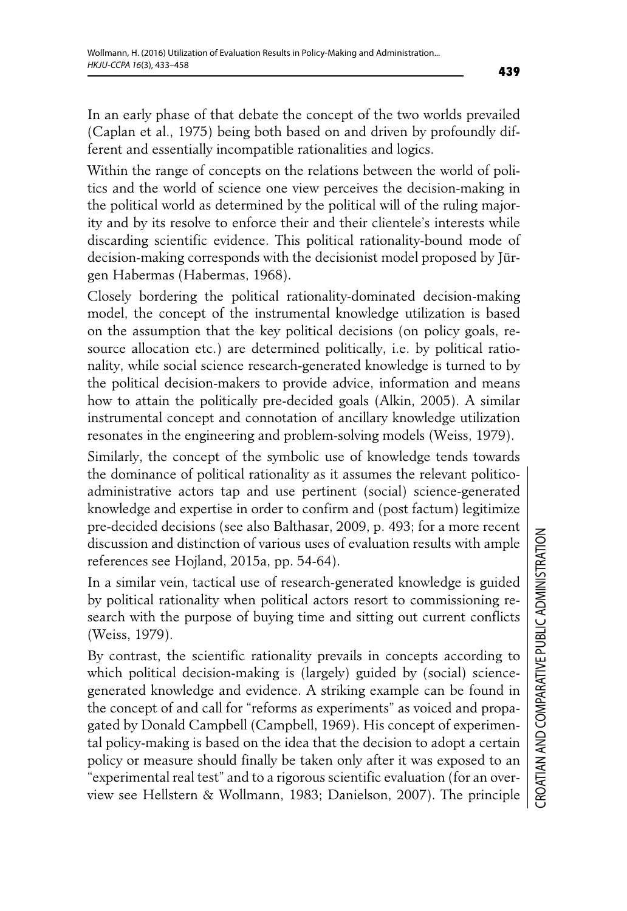In an early phase of that debate the concept of the two worlds prevailed (Caplan et al., 1975) being both based on and driven by profoundly different and essentially incompatible rationalities and logics.

Within the range of concepts on the relations between the world of politics and the world of science one view perceives the decision-making in the political world as determined by the political will of the ruling majority and by its resolve to enforce their and their clientele's interests while discarding scientific evidence. This political rationality-bound mode of decision-making corresponds with the decisionist model proposed by Jürgen Habermas (Habermas, 1968).

Closely bordering the political rationality-dominated decision-making model, the concept of the instrumental knowledge utilization is based on the assumption that the key political decisions (on policy goals, resource allocation etc.) are determined politically, i.e. by political rationality, while social science research-generated knowledge is turned to by the political decision-makers to provide advice, information and means how to attain the politically pre-decided goals (Alkin, 2005). A similar instrumental concept and connotation of ancillary knowledge utilization resonates in the engineering and problem-solving models (Weiss, 1979).

Similarly, the concept of the symbolic use of knowledge tends towards the dominance of political rationality as it assumes the relevant politico-administrative actors tap and use pertinent (social) science-generated knowledge and expertise in order to confirm and (post factum) legitimize pre-decided decisions (see also Balthasar, 2009, p. 493; for a more recent discussion and distinction of various uses of evaluation results with ample references see Hojland, 2015a, pp. 54-64).

In a similar vein, tactical use of research-generated knowledge is guided by political rationality when political actors resort to commissioning research with the purpose of buying time and sitting out current conflicts (Weiss, 1979).

By contrast, the scientific rationality prevails in concepts according to which political decision-making is (largely) guided by (social) science-generated knowledge and evidence. A striking example can be found in the concept of and call for "reforms as experiments" as voiced and propagated by Donald Campbell (Campbell, 1969). His concept of experimental policy-making is based on the idea that the decision to adopt a certain policy or measure should finally be taken only after it was exposed to an "experimental real test" and to a rigorous scientific evaluation (for an overview see Hellstern & Wollmann, 1983; Danielson, 2007). The principle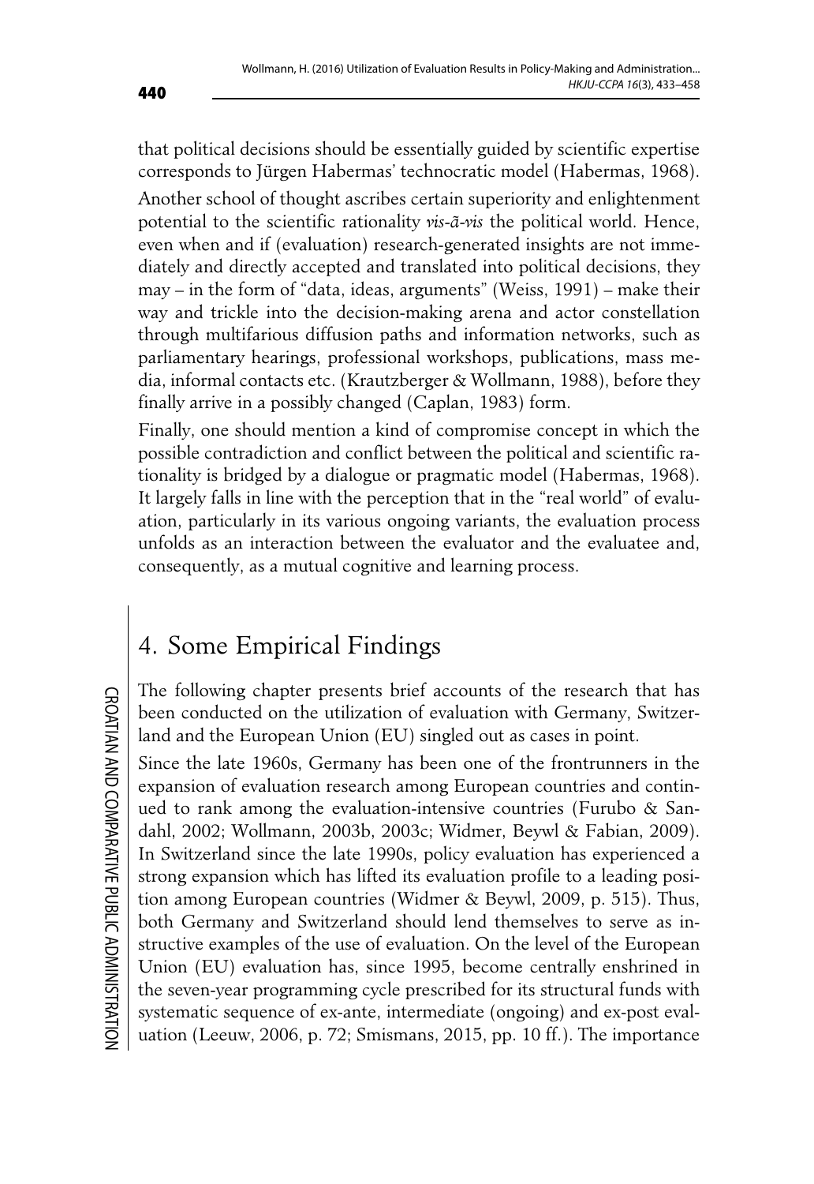that political decisions should be essentially guided by scientific expertise corresponds to Jürgen Habermas' technocratic model (Habermas, 1968).

Another school of thought ascribes certain superiority and enlightenment potential to the scientific rationality *vis-ã-vis* the political world. Hence, even when and if (evaluation) research-generated insights are not immediately and directly accepted and translated into political decisions, they may – in the form of "data, ideas, arguments" (Weiss, 1991) – make their way and trickle into the decision-making arena and actor constellation through multifarious diffusion paths and information networks, such as parliamentary hearings, professional workshops, publications, mass media, informal contacts etc. (Krautzberger & Wollmann, 1988), before they finally arrive in a possibly changed (Caplan, 1983) form.

Finally, one should mention a kind of compromise concept in which the possible contradiction and conflict between the political and scientific rationality is bridged by a dialogue or pragmatic model (Habermas, 1968). It largely falls in line with the perception that in the "real world" of evaluation, particularly in its various ongoing variants, the evaluation process unfolds as an interaction between the evaluator and the evaluatee and, consequently, as a mutual cognitive and learning process.

## 4. Some Empirical Findings

The following chapter presents brief accounts of the research that has been conducted on the utilization of evaluation with Germany, Switzerland and the European Union (EU) singled out as cases in point.

Since the late 1960s, Germany has been one of the frontrunners in the expansion of evaluation research among European countries and continued to rank among the evaluation-intensive countries (Furubo & Sandahl, 2002; Wollmann, 2003b, 2003c; Widmer, Beywl & Fabian, 2009). In Switzerland since the late 1990s, policy evaluation has experienced a strong expansion which has lifted its evaluation profile to a leading position among European countries (Widmer & Beywl, 2009, p. 515). Thus, both Germany and Switzerland should lend themselves to serve as instructive examples of the use of evaluation. On the level of the European Union (EU) evaluation has, since 1995, become centrally enshrined in the seven-year programming cycle prescribed for its structural funds with systematic sequence of ex-ante, intermediate (ongoing) and ex-post evaluation (Leeuw, 2006, p. 72; Smismans, 2015, pp. 10 ff.). The importance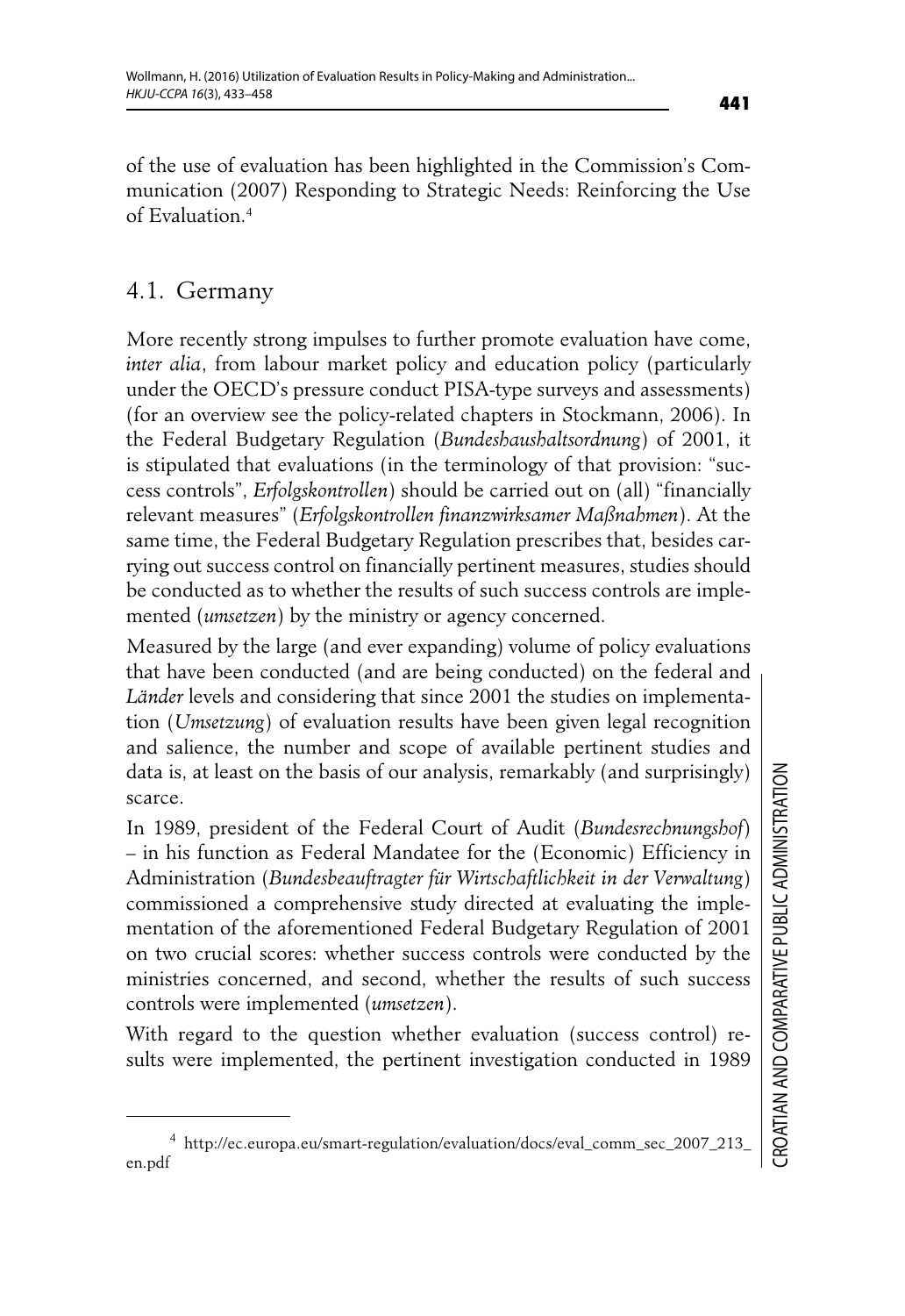of the use of evaluation has been highlighted in the Commission's Communication (2007) Responding to Strategic Needs: Reinforcing the Use of Evaluation.[4]

## 4.1. Germany

More recently strong impulses to further promote evaluation have come, *inter alia*, from labour market policy and education policy (particularly under the OECD's pressure conduct PISA-type surveys and assessments) (for an overview see the policy-related chapters in Stockmann, 2006). In the Federal Budgetary Regulation (*Bundeshaushaltsordnung*) of 2001, it is stipulated that evaluations (in the terminology of that provision: "success controls", *Erfolgskontrollen*) should be carried out on (all) "financially relevant measures" (*Erfolgskontrollen finanzwirksamer Maßnahmen*). At the same time, the Federal Budgetary Regulation prescribes that, besides carrying out success control on financially pertinent measures, studies should be conducted as to whether the results of such success controls are implemented (*umsetzen*) by the ministry or agency concerned.

Measured by the large (and ever expanding) volume of policy evaluations that have been conducted (and are being conducted) on the federal and *Länder* levels and considering that since 2001 the studies on implementation (*Umsetzung*) of evaluation results have been given legal recognition and salience, the number and scope of available pertinent studies and data is, at least on the basis of our analysis, remarkably (and surprisingly) scarce.

In 1989, president of the Federal Court of Audit (*Bundesrechnungshof*) – in his function as Federal Mandatee for the (Economic) Efficiency in Administration (*Bundesbeauftragter für Wirtschaftlichkeit in der Verwaltung*) commissioned a comprehensive study directed at evaluating the implementation of the aforementioned Federal Budgetary Regulation of 2001 on two crucial scores: whether success controls were conducted by the ministries concerned, and second, whether the results of such success controls were implemented (*umsetzen*).

With regard to the question whether evaluation (success control) results were implemented, the pertinent investigation conducted in 1989

[4] http://ec.europa.eu/smart-regulation/evaluation/docs/eval_comm_sec_2007_213_en.pdf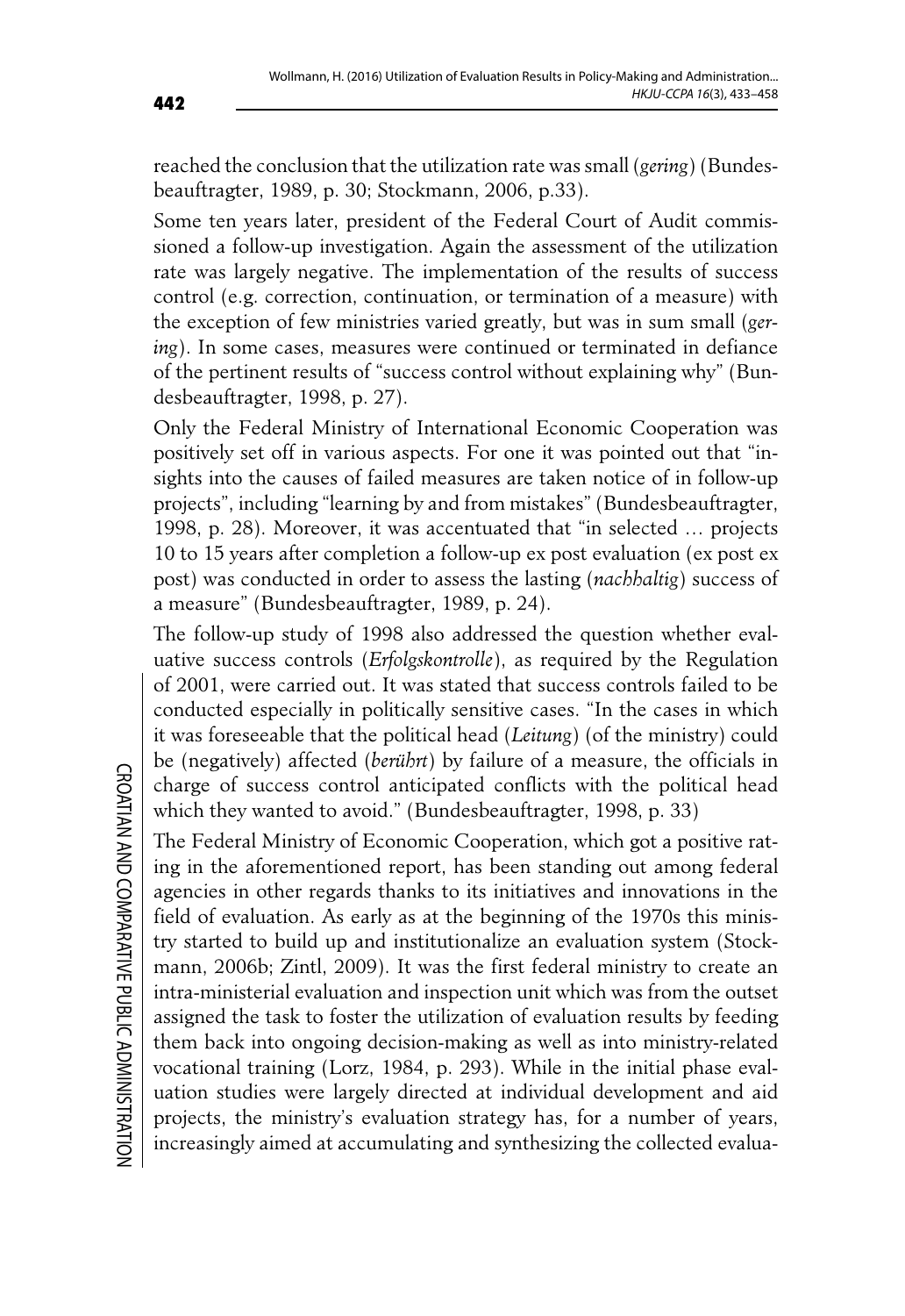reached the conclusion that the utilization rate was small (*gering*) (Bundesbeauftragter, 1989, p. 30; Stockmann, 2006, p.33).

Some ten years later, president of the Federal Court of Audit commissioned a follow-up investigation. Again the assessment of the utilization rate was largely negative. The implementation of the results of success control (e.g. correction, continuation, or termination of a measure) with the exception of few ministries varied greatly, but was in sum small (*gering*). In some cases, measures were continued or terminated in defiance of the pertinent results of "success control without explaining why" (Bundesbeauftragter, 1998, p. 27).

Only the Federal Ministry of International Economic Cooperation was positively set off in various aspects. For one it was pointed out that "insights into the causes of failed measures are taken notice of in follow-up projects", including "learning by and from mistakes" (Bundesbeauftragter, 1998, p. 28). Moreover, it was accentuated that "in selected … projects 10 to 15 years after completion a follow-up ex post evaluation (ex post ex post) was conducted in order to assess the lasting (*nachhaltig*) success of a measure" (Bundesbeauftragter, 1989, p. 24).

The follow-up study of 1998 also addressed the question whether evaluative success controls (*Erfolgskontrolle*), as required by the Regulation of 2001, were carried out. It was stated that success controls failed to be conducted especially in politically sensitive cases. "In the cases in which it was foreseeable that the political head (*Leitung*) (of the ministry) could be (negatively) affected (*berührt*) by failure of a measure, the officials in charge of success control anticipated conflicts with the political head which they wanted to avoid." (Bundesbeauftragter, 1998, p. 33)

The Federal Ministry of Economic Cooperation, which got a positive rating in the aforementioned report, has been standing out among federal agencies in other regards thanks to its initiatives and innovations in the field of evaluation. As early as at the beginning of the 1970s this ministry started to build up and institutionalize an evaluation system (Stockmann, 2006b; Zintl, 2009). It was the first federal ministry to create an intra-ministerial evaluation and inspection unit which was from the outset assigned the task to foster the utilization of evaluation results by feeding them back into ongoing decision-making as well as into ministry-related vocational training (Lorz, 1984, p. 293). While in the initial phase evaluation studies were largely directed at individual development and aid projects, the ministry's evaluation strategy has, for a number of years, increasingly aimed at accumulating and synthesizing the collected evalua-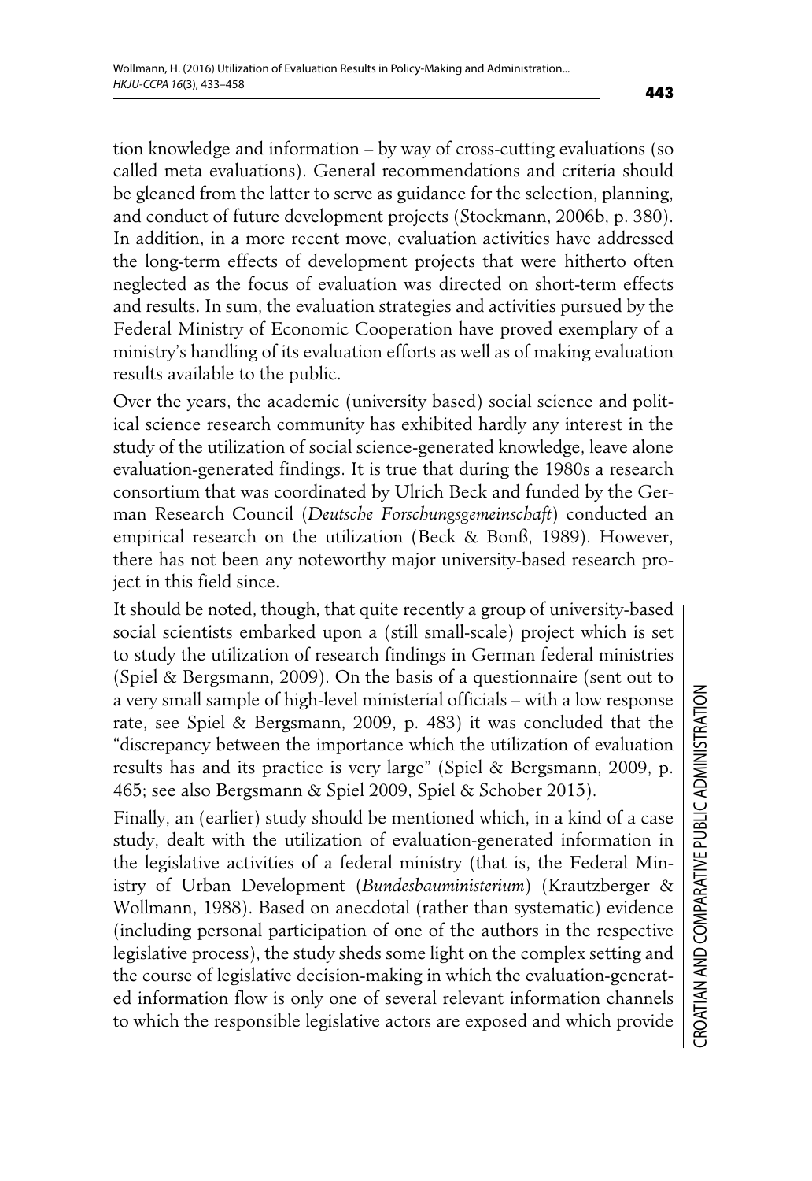tion knowledge and information – by way of cross-cutting evaluations (so called meta evaluations). General recommendations and criteria should be gleaned from the latter to serve as guidance for the selection, planning, and conduct of future development projects (Stockmann, 2006b, p. 380). In addition, in a more recent move, evaluation activities have addressed the long-term effects of development projects that were hitherto often neglected as the focus of evaluation was directed on short-term effects and results. In sum, the evaluation strategies and activities pursued by the Federal Ministry of Economic Cooperation have proved exemplary of a ministry's handling of its evaluation efforts as well as of making evaluation results available to the public.

Over the years, the academic (university based) social science and political science research community has exhibited hardly any interest in the study of the utilization of social science-generated knowledge, leave alone evaluation-generated findings. It is true that during the 1980s a research consortium that was coordinated by Ulrich Beck and funded by the German Research Council (*Deutsche Forschungsgemeinschaft*) conducted an empirical research on the utilization (Beck & Bonß, 1989). However, there has not been any noteworthy major university-based research project in this field since.

It should be noted, though, that quite recently a group of university-based social scientists embarked upon a (still small-scale) project which is set to study the utilization of research findings in German federal ministries (Spiel & Bergsmann, 2009). On the basis of a questionnaire (sent out to a very small sample of high-level ministerial officials – with a low response rate, see Spiel & Bergsmann, 2009, p. 483) it was concluded that the "discrepancy between the importance which the utilization of evaluation results has and its practice is very large" (Spiel & Bergsmann, 2009, p. 465; see also Bergsmann & Spiel 2009, Spiel & Schober 2015).

Finally, an (earlier) study should be mentioned which, in a kind of a case study, dealt with the utilization of evaluation-generated information in the legislative activities of a federal ministry (that is, the Federal Ministry of Urban Development (*Bundesbauministerium*) (Krautzberger & Wollmann, 1988). Based on anecdotal (rather than systematic) evidence (including personal participation of one of the authors in the respective legislative process), the study sheds some light on the complex setting and the course of legislative decision-making in which the evaluation-generated information flow is only one of several relevant information channels to which the responsible legislative actors are exposed and which provide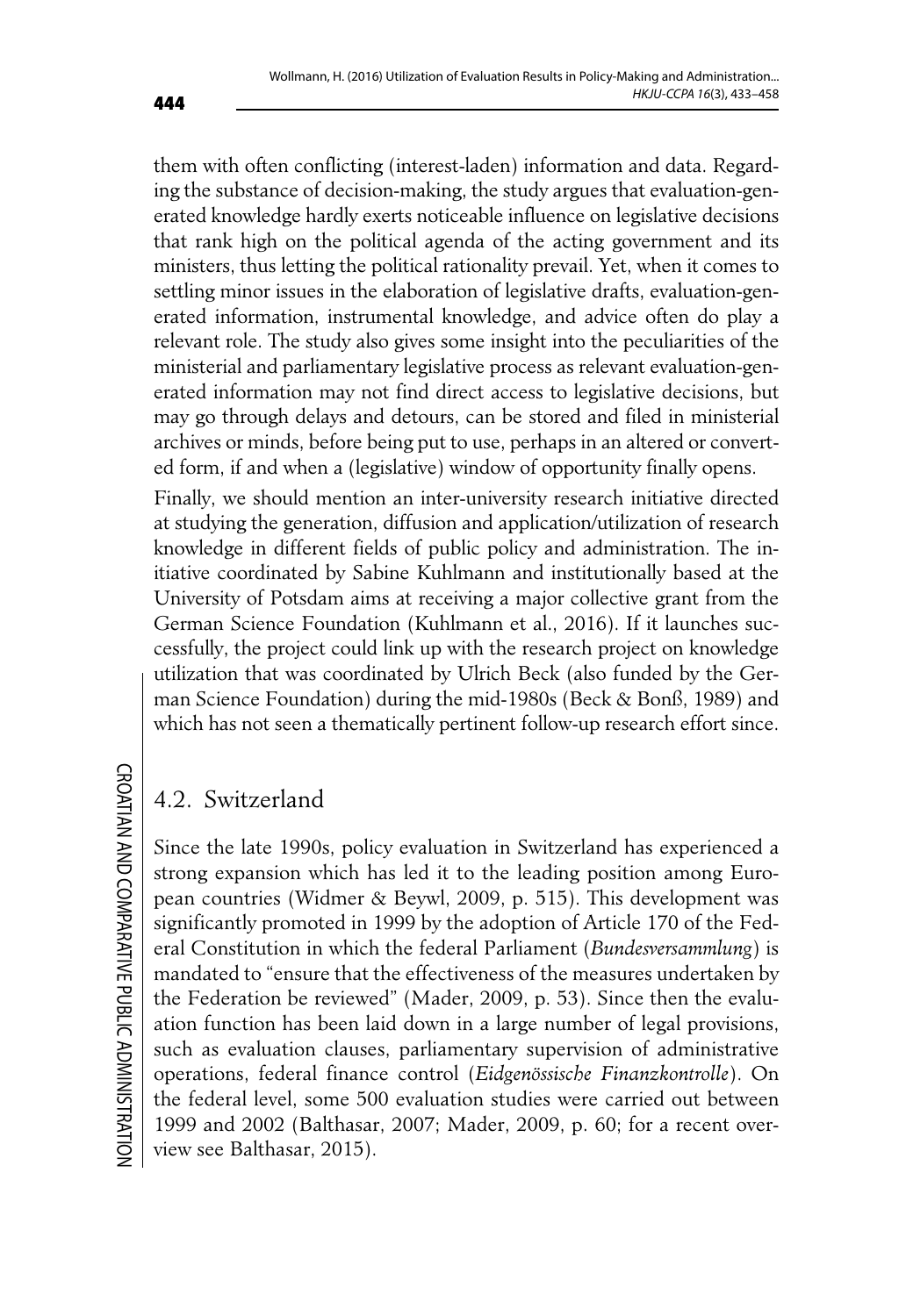them with often conflicting (interest-laden) information and data. Regarding the substance of decision-making, the study argues that evaluation-generated knowledge hardly exerts noticeable influence on legislative decisions that rank high on the political agenda of the acting government and its ministers, thus letting the political rationality prevail. Yet, when it comes to settling minor issues in the elaboration of legislative drafts, evaluation-generated information, instrumental knowledge, and advice often do play a relevant role. The study also gives some insight into the peculiarities of the ministerial and parliamentary legislative process as relevant evaluation-generated information may not find direct access to legislative decisions, but may go through delays and detours, can be stored and filed in ministerial archives or minds, before being put to use, perhaps in an altered or converted form, if and when a (legislative) window of opportunity finally opens.

Finally, we should mention an inter-university research initiative directed at studying the generation, diffusion and application/utilization of research knowledge in different fields of public policy and administration. The initiative coordinated by Sabine Kuhlmann and institutionally based at the University of Potsdam aims at receiving a major collective grant from the German Science Foundation (Kuhlmann et al., 2016). If it launches successfully, the project could link up with the research project on knowledge utilization that was coordinated by Ulrich Beck (also funded by the German Science Foundation) during the mid-1980s (Beck & Bonß, 1989) and which has not seen a thematically pertinent follow-up research effort since.

## 4.2. Switzerland

Since the late 1990s, policy evaluation in Switzerland has experienced a strong expansion which has led it to the leading position among European countries (Widmer & Beywl, 2009, p. 515). This development was significantly promoted in 1999 by the adoption of Article 170 of the Federal Constitution in which the federal Parliament (*Bundesversammlung*) is mandated to "ensure that the effectiveness of the measures undertaken by the Federation be reviewed" (Mader, 2009, p. 53). Since then the evaluation function has been laid down in a large number of legal provisions, such as evaluation clauses, parliamentary supervision of administrative operations, federal finance control (*Eidgenössische Finanzkontrolle*). On the federal level, some 500 evaluation studies were carried out between 1999 and 2002 (Balthasar, 2007; Mader, 2009, p. 60; for a recent overview see Balthasar, 2015).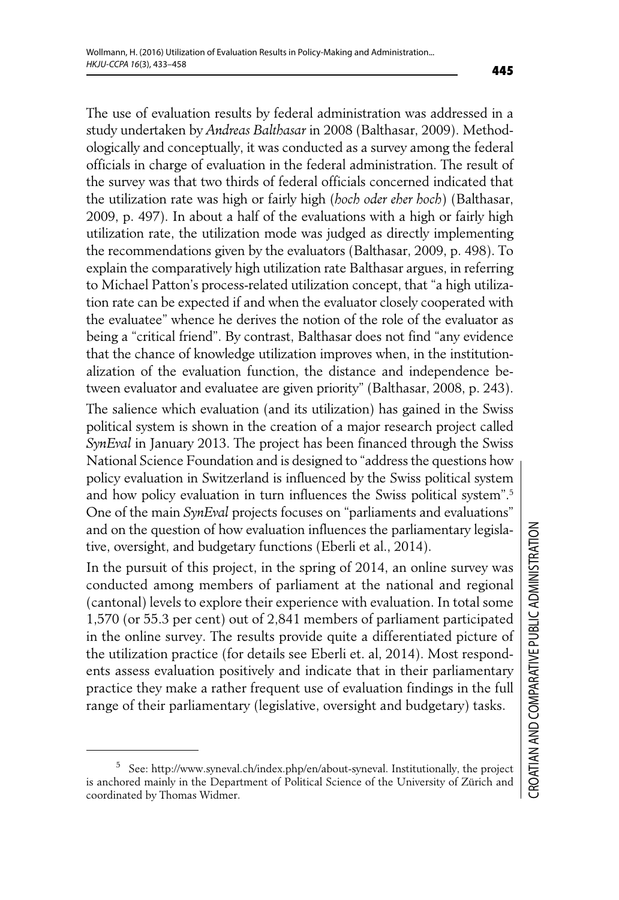The use of evaluation results by federal administration was addressed in a study undertaken by *Andreas Balthasar* in 2008 (Balthasar, 2009). Methodologically and conceptually, it was conducted as a survey among the federal officials in charge of evaluation in the federal administration. The result of the survey was that two thirds of federal officials concerned indicated that the utilization rate was high or fairly high (*hoch oder eher hoch*) (Balthasar, 2009, p. 497). In about a half of the evaluations with a high or fairly high utilization rate, the utilization mode was judged as directly implementing the recommendations given by the evaluators (Balthasar, 2009, p. 498). To explain the comparatively high utilization rate Balthasar argues, in referring to Michael Patton's process-related utilization concept, that "a high utilization rate can be expected if and when the evaluator closely cooperated with the evaluatee" whence he derives the notion of the role of the evaluator as being a "critical friend". By contrast, Balthasar does not find "any evidence that the chance of knowledge utilization improves when, in the institutionalization of the evaluation function, the distance and independence between evaluator and evaluatee are given priority" (Balthasar, 2008, p. 243).

The salience which evaluation (and its utilization) has gained in the Swiss political system is shown in the creation of a major research project called *SynEval* in January 2013. The project has been financed through the Swiss National Science Foundation and is designed to "address the questions how policy evaluation in Switzerland is influenced by the Swiss political system and how policy evaluation in turn influences the Swiss political system".[5] One of the main *SynEval* projects focuses on "parliaments and evaluations" and on the question of how evaluation influences the parliamentary legislative, oversight, and budgetary functions (Eberli et al., 2014).

In the pursuit of this project, in the spring of 2014, an online survey was conducted among members of parliament at the national and regional (cantonal) levels to explore their experience with evaluation. In total some 1,570 (or 55.3 per cent) out of 2,841 members of parliament participated in the online survey. The results provide quite a differentiated picture of the utilization practice (for details see Eberli et. al, 2014). Most respondents assess evaluation positively and indicate that in their parliamentary practice they make a rather frequent use of evaluation findings in the full range of their parliamentary (legislative, oversight and budgetary) tasks.

---

[5] See: http://www.syneval.ch/index.php/en/about-syneval. Institutionally, the project is anchored mainly in the Department of Political Science of the University of Zürich and coordinated by Thomas Widmer.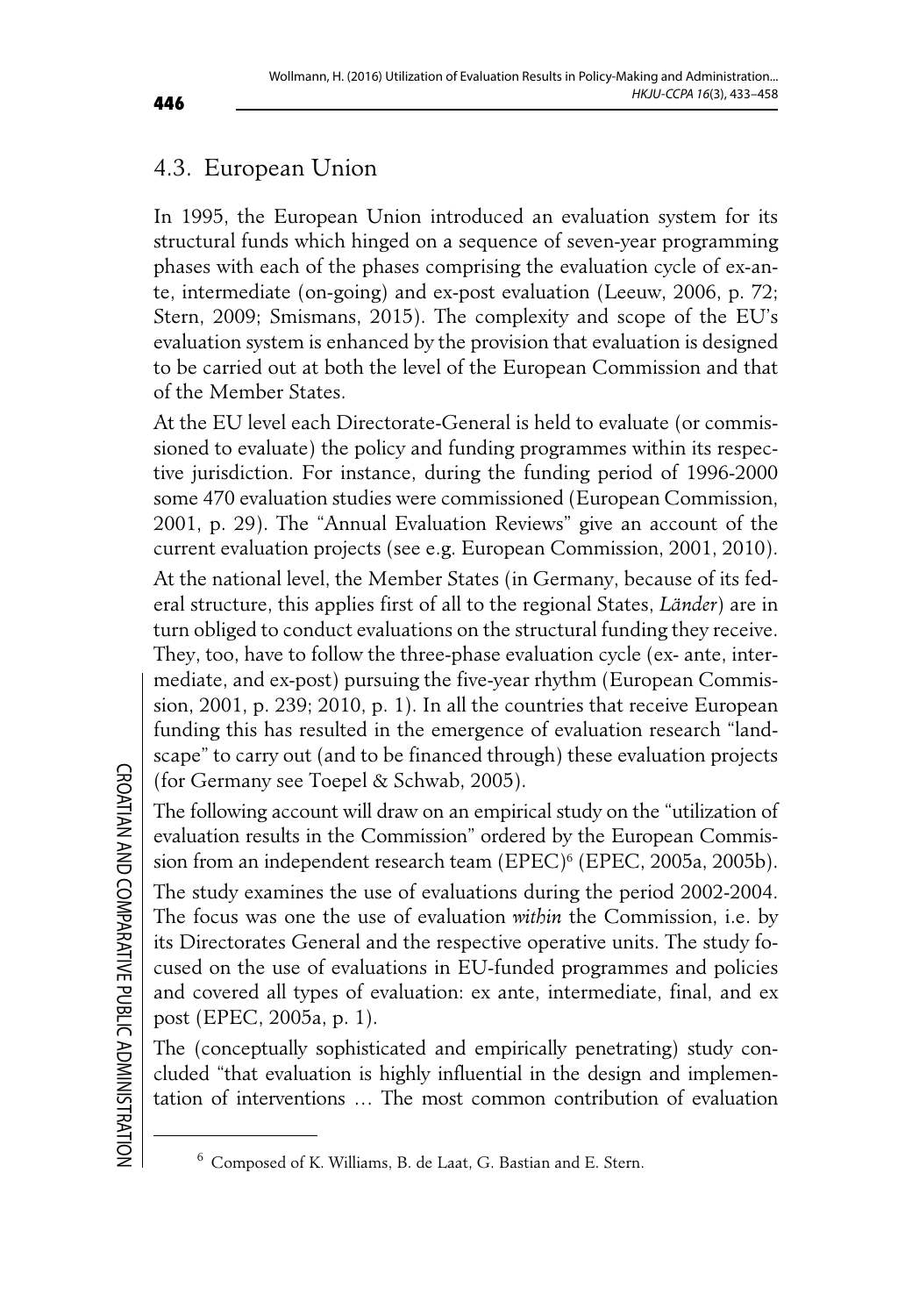## 4.3. European Union

In 1995, the European Union introduced an evaluation system for its structural funds which hinged on a sequence of seven-year programming phases with each of the phases comprising the evaluation cycle of ex-ante, intermediate (on-going) and ex-post evaluation (Leeuw, 2006, p. 72; Stern, 2009; Smismans, 2015). The complexity and scope of the EU's evaluation system is enhanced by the provision that evaluation is designed to be carried out at both the level of the European Commission and that of the Member States.

At the EU level each Directorate-General is held to evaluate (or commissioned to evaluate) the policy and funding programmes within its respective jurisdiction. For instance, during the funding period of 1996-2000 some 470 evaluation studies were commissioned (European Commission, 2001, p. 29). The "Annual Evaluation Reviews" give an account of the current evaluation projects (see e.g. European Commission, 2001, 2010).

At the national level, the Member States (in Germany, because of its federal structure, this applies first of all to the regional States, *Länder*) are in turn obliged to conduct evaluations on the structural funding they receive. They, too, have to follow the three-phase evaluation cycle (ex- ante, intermediate, and ex-post) pursuing the five-year rhythm (European Commission, 2001, p. 239; 2010, p. 1). In all the countries that receive European funding this has resulted in the emergence of evaluation research "landscape" to carry out (and to be financed through) these evaluation projects (for Germany see Toepel & Schwab, 2005).

The following account will draw on an empirical study on the "utilization of evaluation results in the Commission" ordered by the European Commission from an independent research team (EPEC)[6] (EPEC, 2005a, 2005b).

The study examines the use of evaluations during the period 2002-2004. The focus was one the use of evaluation *within* the Commission, i.e. by its Directorates General and the respective operative units. The study focused on the use of evaluations in EU-funded programmes and policies and covered all types of evaluation: ex ante, intermediate, final, and ex post (EPEC, 2005a, p. 1).

The (conceptually sophisticated and empirically penetrating) study concluded "that evaluation is highly influential in the design and implementation of interventions … The most common contribution of evaluation

---

[6] Composed of K. Williams, B. de Laat, G. Bastian and E. Stern.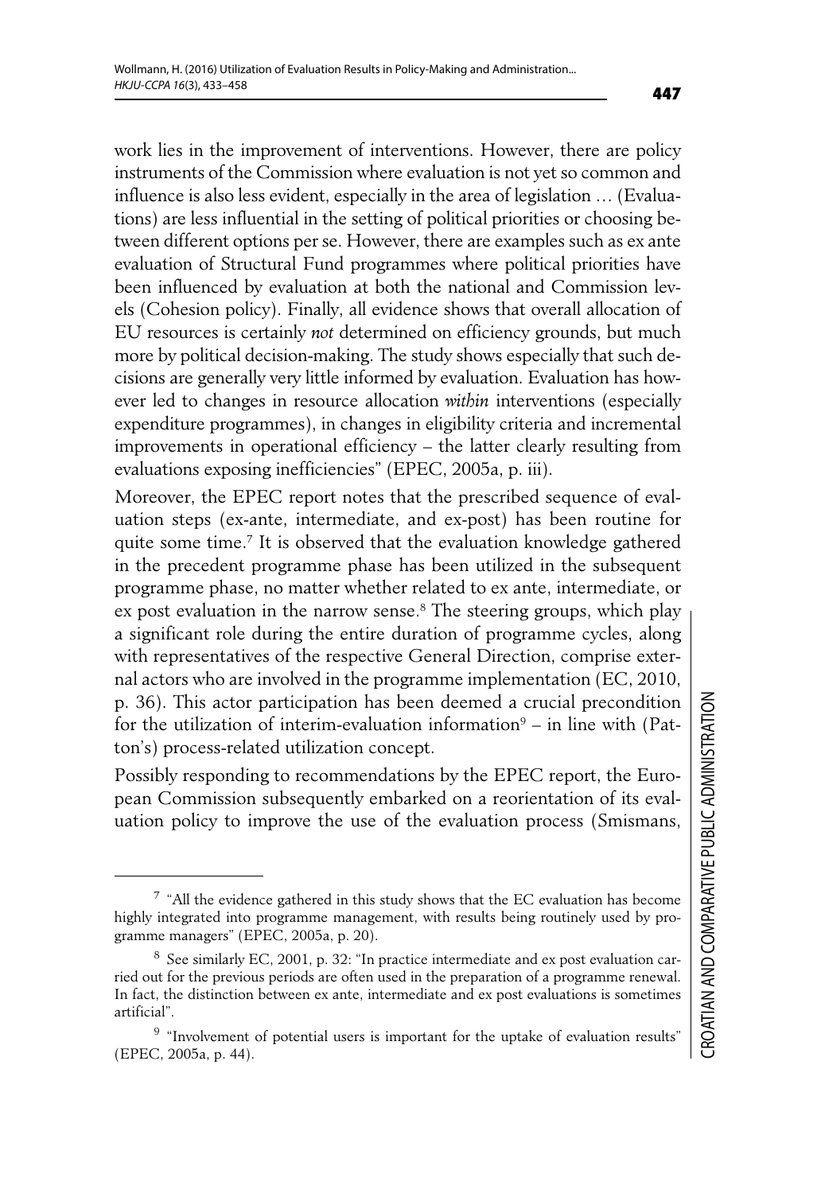work lies in the improvement of interventions. However, there are policy instruments of the Commission where evaluation is not yet so common and influence is also less evident, especially in the area of legislation … (Evaluations) are less influential in the setting of political priorities or choosing between different options per se. However, there are examples such as ex ante evaluation of Structural Fund programmes where political priorities have been influenced by evaluation at both the national and Commission levels (Cohesion policy). Finally, all evidence shows that overall allocation of EU resources is certainly *not* determined on efficiency grounds, but much more by political decision-making. The study shows especially that such decisions are generally very little informed by evaluation. Evaluation has however led to changes in resource allocation *within* interventions (especially expenditure programmes), in changes in eligibility criteria and incremental improvements in operational efficiency – the latter clearly resulting from evaluations exposing inefficiencies" (EPEC, 2005a, p. iii).

Moreover, the EPEC report notes that the prescribed sequence of evaluation steps (ex-ante, intermediate, and ex-post) has been routine for quite some time.[7] It is observed that the evaluation knowledge gathered in the precedent programme phase has been utilized in the subsequent programme phase, no matter whether related to ex ante, intermediate, or ex post evaluation in the narrow sense.[8] The steering groups, which play a significant role during the entire duration of programme cycles, along with representatives of the respective General Direction, comprise external actors who are involved in the programme implementation (EC, 2010, p. 36). This actor participation has been deemed a crucial precondition for the utilization of interim-evaluation information[9] – in line with (Patton's) process-related utilization concept.

Possibly responding to recommendations by the EPEC report, the European Commission subsequently embarked on a reorientation of its evaluation policy to improve the use of the evaluation process (Smismans,

---

[7] "All the evidence gathered in this study shows that the EC evaluation has become highly integrated into programme management, with results being routinely used by programme managers" (EPEC, 2005a, p. 20).

[8] See similarly EC, 2001, p. 32: "In practice intermediate and ex post evaluation carried out for the previous periods are often used in the preparation of a programme renewal. In fact, the distinction between ex ante, intermediate and ex post evaluations is sometimes artificial".

[9] "Involvement of potential users is important for the uptake of evaluation results" (EPEC, 2005a, p. 44).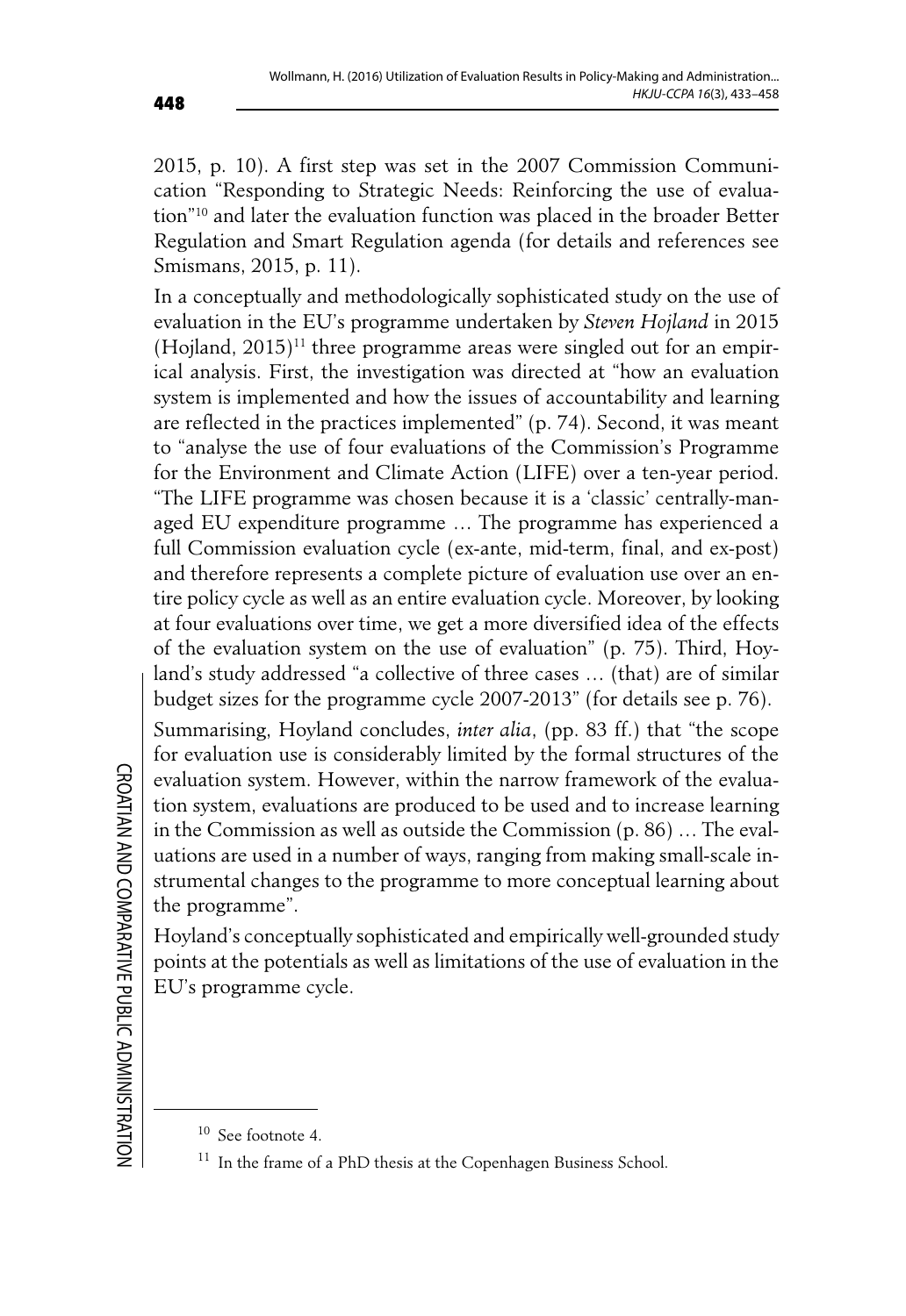2015, p. 10). A first step was set in the 2007 Commission Communication "Responding to Strategic Needs: Reinforcing the use of evaluation"[10] and later the evaluation function was placed in the broader Better Regulation and Smart Regulation agenda (for details and references see Smismans, 2015, p. 11).

In a conceptually and methodologically sophisticated study on the use of evaluation in the EU's programme undertaken by *Steven Hojland* in 2015 (Hojland, 2015)[11] three programme areas were singled out for an empirical analysis. First, the investigation was directed at "how an evaluation system is implemented and how the issues of accountability and learning are reflected in the practices implemented" (p. 74). Second, it was meant to "analyse the use of four evaluations of the Commission's Programme for the Environment and Climate Action (LIFE) over a ten-year period. "The LIFE programme was chosen because it is a 'classic' centrally-managed EU expenditure programme … The programme has experienced a full Commission evaluation cycle (ex-ante, mid-term, final, and ex-post) and therefore represents a complete picture of evaluation use over an entire policy cycle as well as an entire evaluation cycle. Moreover, by looking at four evaluations over time, we get a more diversified idea of the effects of the evaluation system on the use of evaluation" (p. 75). Third, Hoyland's study addressed "a collective of three cases … (that) are of similar budget sizes for the programme cycle 2007-2013" (for details see p. 76).

Summarising, Hoyland concludes, *inter alia*, (pp. 83 ff.) that "the scope for evaluation use is considerably limited by the formal structures of the evaluation system. However, within the narrow framework of the evaluation system, evaluations are produced to be used and to increase learning in the Commission as well as outside the Commission (p. 86) … The evaluations are used in a number of ways, ranging from making small-scale instrumental changes to the programme to more conceptual learning about the programme".

Hoyland's conceptually sophisticated and empirically well-grounded study points at the potentials as well as limitations of the use of evaluation in the EU's programme cycle.

[10] See footnote 4.

[11] In the frame of a PhD thesis at the Copenhagen Business School.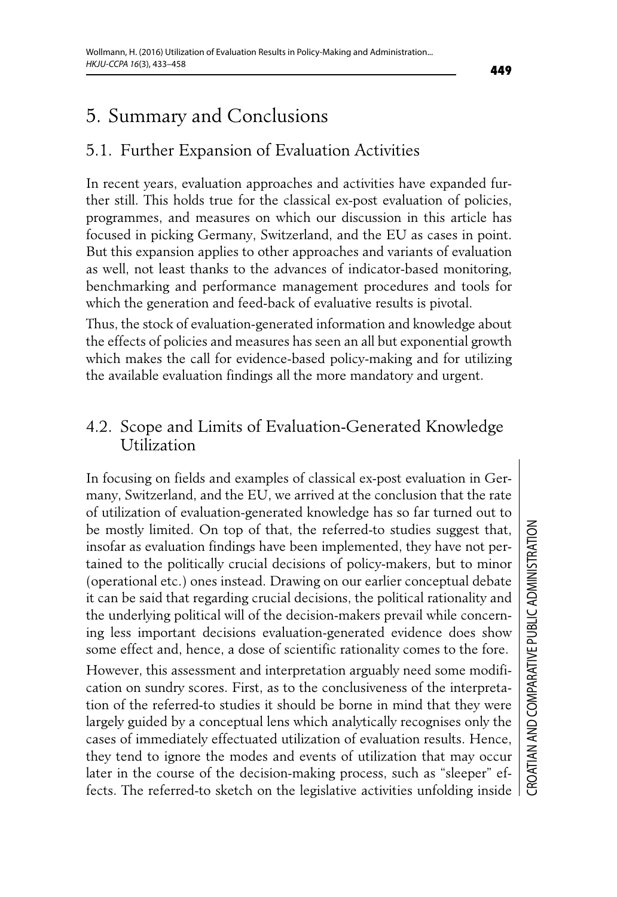# 5. Summary and Conclusions

## 5.1. Further Expansion of Evaluation Activities

In recent years, evaluation approaches and activities have expanded further still. This holds true for the classical ex-post evaluation of policies, programmes, and measures on which our discussion in this article has focused in picking Germany, Switzerland, and the EU as cases in point. But this expansion applies to other approaches and variants of evaluation as well, not least thanks to the advances of indicator-based monitoring, benchmarking and performance management procedures and tools for which the generation and feed-back of evaluative results is pivotal.

Thus, the stock of evaluation-generated information and knowledge about the effects of policies and measures has seen an all but exponential growth which makes the call for evidence-based policy-making and for utilizing the available evaluation findings all the more mandatory and urgent.

## 4.2. Scope and Limits of Evaluation-Generated Knowledge Utilization

In focusing on fields and examples of classical ex-post evaluation in Germany, Switzerland, and the EU, we arrived at the conclusion that the rate of utilization of evaluation-generated knowledge has so far turned out to be mostly limited. On top of that, the referred-to studies suggest that, insofar as evaluation findings have been implemented, they have not pertained to the politically crucial decisions of policy-makers, but to minor (operational etc.) ones instead. Drawing on our earlier conceptual debate it can be said that regarding crucial decisions, the political rationality and the underlying political will of the decision-makers prevail while concerning less important decisions evaluation-generated evidence does show some effect and, hence, a dose of scientific rationality comes to the fore.

However, this assessment and interpretation arguably need some modification on sundry scores. First, as to the conclusiveness of the interpretation of the referred-to studies it should be borne in mind that they were largely guided by a conceptual lens which analytically recognises only the cases of immediately effectuated utilization of evaluation results. Hence, they tend to ignore the modes and events of utilization that may occur later in the course of the decision-making process, such as "sleeper" effects. The referred-to sketch on the legislative activities unfolding inside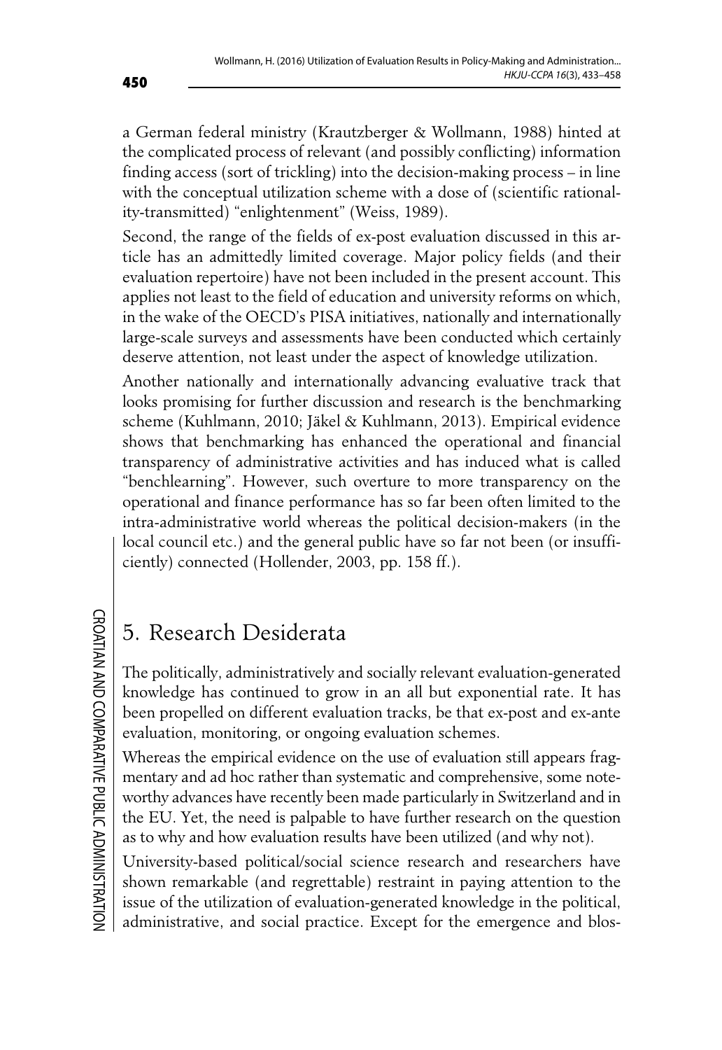a German federal ministry (Krautzberger & Wollmann, 1988) hinted at the complicated process of relevant (and possibly conflicting) information finding access (sort of trickling) into the decision-making process – in line with the conceptual utilization scheme with a dose of (scientific rationality-transmitted) "enlightenment" (Weiss, 1989).

Second, the range of the fields of ex-post evaluation discussed in this article has an admittedly limited coverage. Major policy fields (and their evaluation repertoire) have not been included in the present account. This applies not least to the field of education and university reforms on which, in the wake of the OECD's PISA initiatives, nationally and internationally large-scale surveys and assessments have been conducted which certainly deserve attention, not least under the aspect of knowledge utilization.

Another nationally and internationally advancing evaluative track that looks promising for further discussion and research is the benchmarking scheme (Kuhlmann, 2010; Jäkel & Kuhlmann, 2013). Empirical evidence shows that benchmarking has enhanced the operational and financial transparency of administrative activities and has induced what is called "benchlearning". However, such overture to more transparency on the operational and finance performance has so far been often limited to the intra-administrative world whereas the political decision-makers (in the local council etc.) and the general public have so far not been (or insufficiently) connected (Hollender, 2003, pp. 158 ff.).

# 5. Research Desiderata

The politically, administratively and socially relevant evaluation-generated knowledge has continued to grow in an all but exponential rate. It has been propelled on different evaluation tracks, be that ex-post and ex-ante evaluation, monitoring, or ongoing evaluation schemes.

Whereas the empirical evidence on the use of evaluation still appears fragmentary and ad hoc rather than systematic and comprehensive, some noteworthy advances have recently been made particularly in Switzerland and in the EU. Yet, the need is palpable to have further research on the question as to why and how evaluation results have been utilized (and why not).

University-based political/social science research and researchers have shown remarkable (and regrettable) restraint in paying attention to the issue of the utilization of evaluation-generated knowledge in the political, administrative, and social practice. Except for the emergence and blos-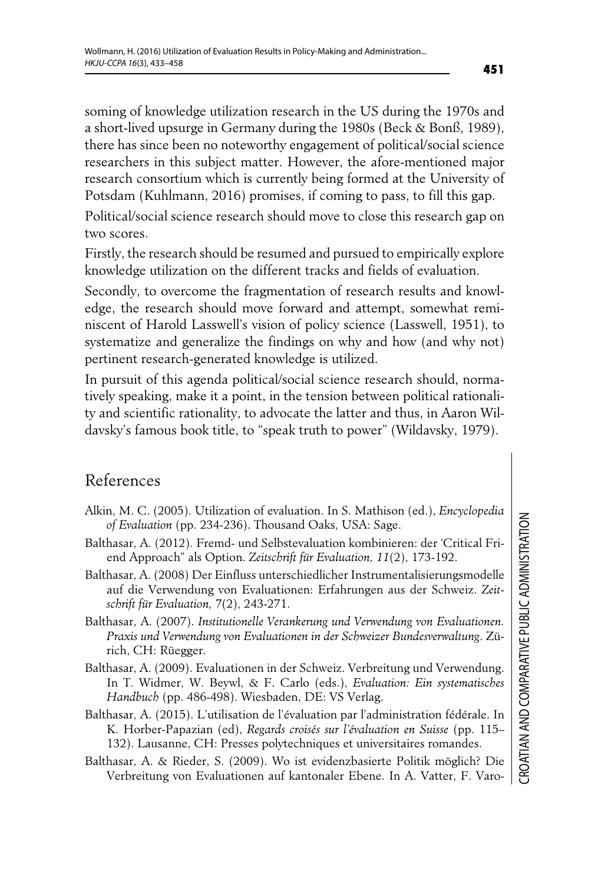soming of knowledge utilization research in the US during the 1970s and a short-lived upsurge in Germany during the 1980s (Beck & Bonß, 1989), there has since been no noteworthy engagement of political/social science researchers in this subject matter. However, the afore-mentioned major research consortium which is currently being formed at the University of Potsdam (Kuhlmann, 2016) promises, if coming to pass, to fill this gap.

Political/social science research should move to close this research gap on two scores.

Firstly, the research should be resumed and pursued to empirically explore knowledge utilization on the different tracks and fields of evaluation.

Secondly, to overcome the fragmentation of research results and knowledge, the research should move forward and attempt, somewhat reminiscent of Harold Lasswell's vision of policy science (Lasswell, 1951), to systematize and generalize the findings on why and how (and why not) pertinent research-generated knowledge is utilized.

In pursuit of this agenda political/social science research should, normatively speaking, make it a point, in the tension between political rationality and scientific rationality, to advocate the latter and thus, in Aaron Wildavsky's famous book title, to "speak truth to power" (Wildavsky, 1979).

## References

Alkin, M. C. (2005). Utilization of evaluation. In S. Mathison (ed.), *Encyclopedia of Evaluation* (pp. 234-236). Thousand Oaks, USA: Sage.

Balthasar, A. (2012). Fremd- und Selbstevaluation kombinieren: der 'Critical Friend Approach" als Option. *Zeitschrift für Evaluation, 11*(2), 173-192.

Balthasar, A. (2008) Der Einfluss unterschiedlicher Instrumentalisierungsmodelle auf die Verwendung von Evaluationen: Erfahrungen aus der Schweiz. *Zeitschrift für Evaluation,* 7(2), 243-271.

Balthasar, A. (2007). *Institutionelle Verankerung und Verwendung von Evaluationen. Praxis und Verwendung von Evaluationen in der Schweizer Bundesverwaltung*. Zürich, CH: Rüegger.

Balthasar, A. (2009). Evaluationen in der Schweiz. Verbreitung und Verwendung. In T. Widmer, W. Beywl, & F. Carlo (eds.), *Evaluation: Ein systematisches Handbuch* (pp. 486-498). Wiesbaden, DE: VS Verlag.

Balthasar, A. (2015). L'utilisation de l'évaluation par l'administration fédérale. In K. Horber-Papazian (ed), *Regards croisés sur l'évaluation en Suisse* (pp. 115–132). Lausanne, CH: Presses polytechniques et universitaires romandes.

Balthasar, A. & Rieder, S. (2009). Wo ist evidenzbasierte Politik möglich? Die Verbreitung von Evaluationen auf kantonaler Ebene. In A. Vatter, F. Varo-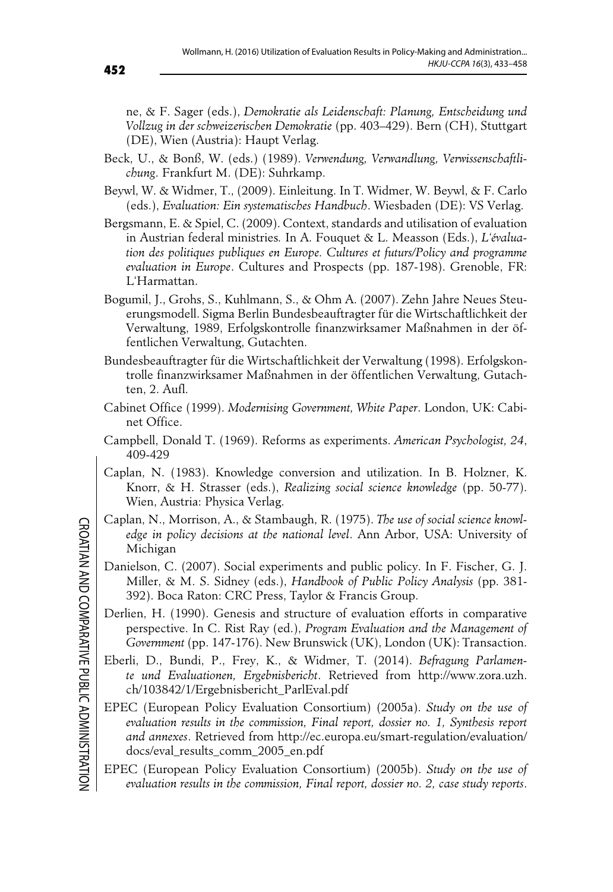ne, & F. Sager (eds.), *Demokratie als Leidenschaft: Planung, Entscheidung und Vollzug in der schweizerischen Demokratie* (pp. 403–429). Bern (CH), Stuttgart (DE), Wien (Austria): Haupt Verlag.

Beck, U., & Bonß, W. (eds.) (1989). *Verwendung, Verwandlung, Verwissenschaftlichung*. Frankfurt M. (DE): Suhrkamp.

Beywl, W. & Widmer, T., (2009). Einleitung. In T. Widmer, W. Beywl, & F. Carlo (eds.), *Evaluation: Ein systematisches Handbuch*. Wiesbaden (DE): VS Verlag.

Bergsmann, E. & Spiel, C. (2009). Context, standards and utilisation of evaluation in Austrian federal ministries. In A. Fouquet & L. Measson (Eds.), *L'évaluation des politiques publiques en Europe. Cultures et futurs/Policy and programme evaluation in Europe*. Cultures and Prospects (pp. 187-198). Grenoble, FR: L'Harmattan.

Bogumil, J., Grohs, S., Kuhlmann, S., & Ohm A. (2007). Zehn Jahre Neues Steuerungsmodell. Sigma Berlin Bundesbeauftragter für die Wirtschaftlichkeit der Verwaltung, 1989, Erfolgskontrolle finanzwirksamer Maßnahmen in der öffentlichen Verwaltung, Gutachten.

Bundesbeauftragter für die Wirtschaftlichkeit der Verwaltung (1998). Erfolgskontrolle finanzwirksamer Maßnahmen in der öffentlichen Verwaltung, Gutachten, 2. Aufl.

Cabinet Office (1999). *Modernising Government, White Paper*. London, UK: Cabinet Office.

Campbell, Donald T. (1969). Reforms as experiments. *American Psychologist, 24*, 409-429

Caplan, N. (1983). Knowledge conversion and utilization. In B. Holzner, K. Knorr, & H. Strasser (eds.), *Realizing social science knowledge* (pp. 50-77). Wien, Austria: Physica Verlag.

Caplan, N., Morrison, A., & Stambaugh, R. (1975). *The use of social science knowledge in policy decisions at the national level*. Ann Arbor, USA: University of Michigan

Danielson, C. (2007). Social experiments and public policy. In F. Fischer, G. J. Miller, & M. S. Sidney (eds.), *Handbook of Public Policy Analysis* (pp. 381-392). Boca Raton: CRC Press, Taylor & Francis Group.

Derlien, H. (1990). Genesis and structure of evaluation efforts in comparative perspective. In C. Rist Ray (ed.), *Program Evaluation and the Management of Government* (pp. 147-176). New Brunswick (UK), London (UK): Transaction.

Eberli, D., Bundi, P., Frey, K., & Widmer, T. (2014). *Befragung Parlamente und Evaluationen, Ergebnisbericht*. Retrieved from http://www.zora.uzh.ch/103842/1/Ergebnisbericht_ParlEval.pdf

EPEC (European Policy Evaluation Consortium) (2005a). *Study on the use of evaluation results in the commission, Final report, dossier no. 1, Synthesis report and annexes*. Retrieved from http://ec.europa.eu/smart-regulation/evaluation/docs/eval_results_comm_2005_en.pdf

EPEC (European Policy Evaluation Consortium) (2005b). *Study on the use of evaluation results in the commission, Final report, dossier no. 2, case study reports*.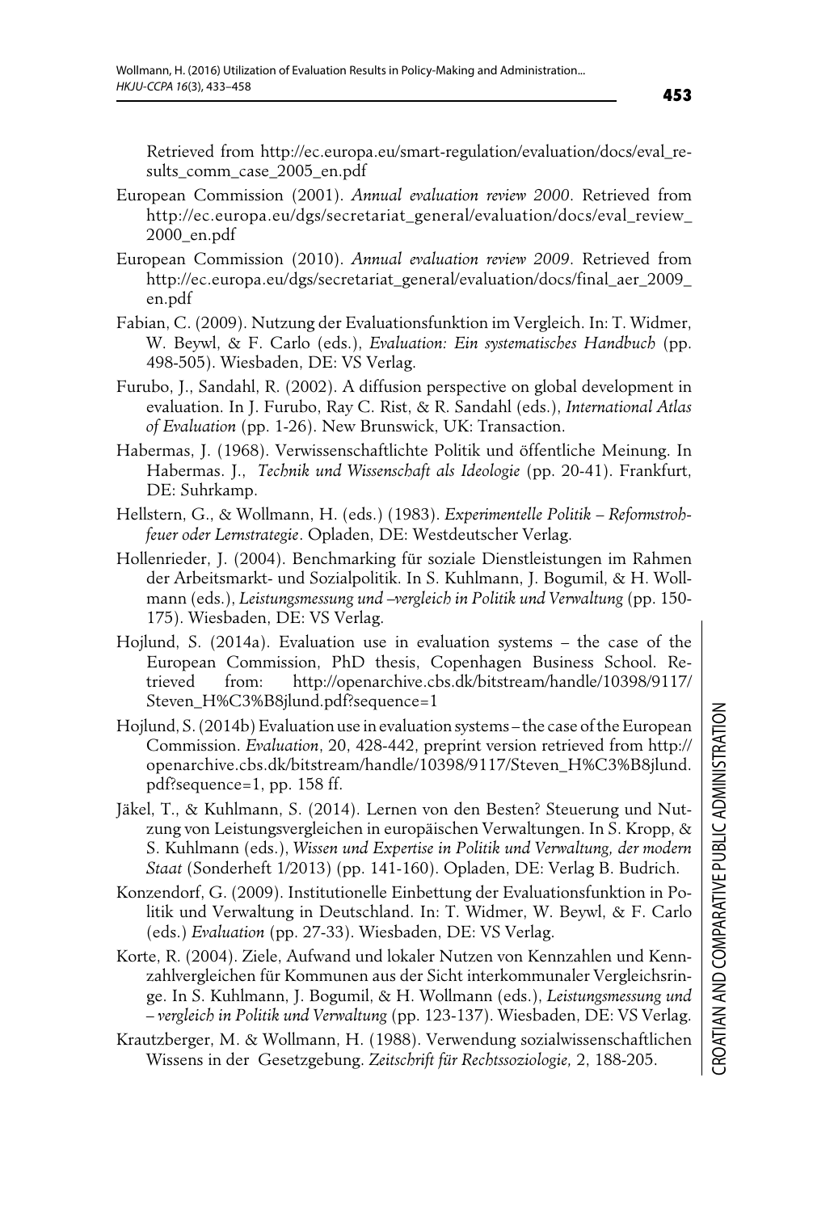Retrieved from http://ec.europa.eu/smart-regulation/evaluation/docs/eval_results_comm_case_2005_en.pdf

European Commission (2001). *Annual evaluation review 2000*. Retrieved from http://ec.europa.eu/dgs/secretariat_general/evaluation/docs/eval_review_2000_en.pdf

European Commission (2010). *Annual evaluation review 2009*. Retrieved from http://ec.europa.eu/dgs/secretariat_general/evaluation/docs/final_aer_2009_en.pdf

Fabian, C. (2009). Nutzung der Evaluationsfunktion im Vergleich. In: T. Widmer, W. Beywl, & F. Carlo (eds.), *Evaluation: Ein systematisches Handbuch* (pp. 498-505). Wiesbaden, DE: VS Verlag.

Furubo, J., Sandahl, R. (2002). A diffusion perspective on global development in evaluation. In J. Furubo, Ray C. Rist, & R. Sandahl (eds.), *International Atlas of Evaluation* (pp. 1-26). New Brunswick, UK: Transaction.

Habermas, J. (1968). Verwissenschaftlichte Politik und öffentliche Meinung. In Habermas. J., *Technik und Wissenschaft als Ideologie* (pp. 20-41). Frankfurt, DE: Suhrkamp.

Hellstern, G., & Wollmann, H. (eds.) (1983). *Experimentelle Politik – Reformstrohfeuer oder Lernstrategie*. Opladen, DE: Westdeutscher Verlag.

Hollenrieder, J. (2004). Benchmarking für soziale Dienstleistungen im Rahmen der Arbeitsmarkt- und Sozialpolitik. In S. Kuhlmann, J. Bogumil, & H. Wollmann (eds.), *Leistungsmessung und –vergleich in Politik und Verwaltung* (pp. 150-175). Wiesbaden, DE: VS Verlag.

Hojlund, S. (2014a). Evaluation use in evaluation systems – the case of the European Commission, PhD thesis, Copenhagen Business School. Retrieved from: http://openarchive.cbs.dk/bitstream/handle/10398/9117/Steven_H%C3%B8jlund.pdf?sequence=1

Hojlund, S. (2014b) Evaluation use in evaluation systems – the case of the European Commission. *Evaluation*, 20, 428-442, preprint version retrieved from http://openarchive.cbs.dk/bitstream/handle/10398/9117/Steven_H%C3%B8jlund.pdf?sequence=1, pp. 158 ff.

Jäkel, T., & Kuhlmann, S. (2014). Lernen von den Besten? Steuerung und Nutzung von Leistungsvergleichen in europäischen Verwaltungen. In S. Kropp, & S. Kuhlmann (eds.), *Wissen und Expertise in Politik und Verwaltung, der modern Staat* (Sonderheft 1/2013) (pp. 141-160). Opladen, DE: Verlag B. Budrich.

Konzendorf, G. (2009). Institutionelle Einbettung der Evaluationsfunktion in Politik und Verwaltung in Deutschland. In: T. Widmer, W. Beywl, & F. Carlo (eds.) *Evaluation* (pp. 27-33). Wiesbaden, DE: VS Verlag.

Korte, R. (2004). Ziele, Aufwand und lokaler Nutzen von Kennzahlen und Kennzahlvergleichen für Kommunen aus der Sicht interkommunaler Vergleichsringe. In S. Kuhlmann, J. Bogumil, & H. Wollmann (eds.), *Leistungsmessung und – vergleich in Politik und Verwaltung* (pp. 123-137). Wiesbaden, DE: VS Verlag.

Krautzberger, M. & Wollmann, H. (1988). Verwendung sozialwissenschaftlichen Wissens in der Gesetzgebung. *Zeitschrift für Rechtssoziologie,* 2, 188-205.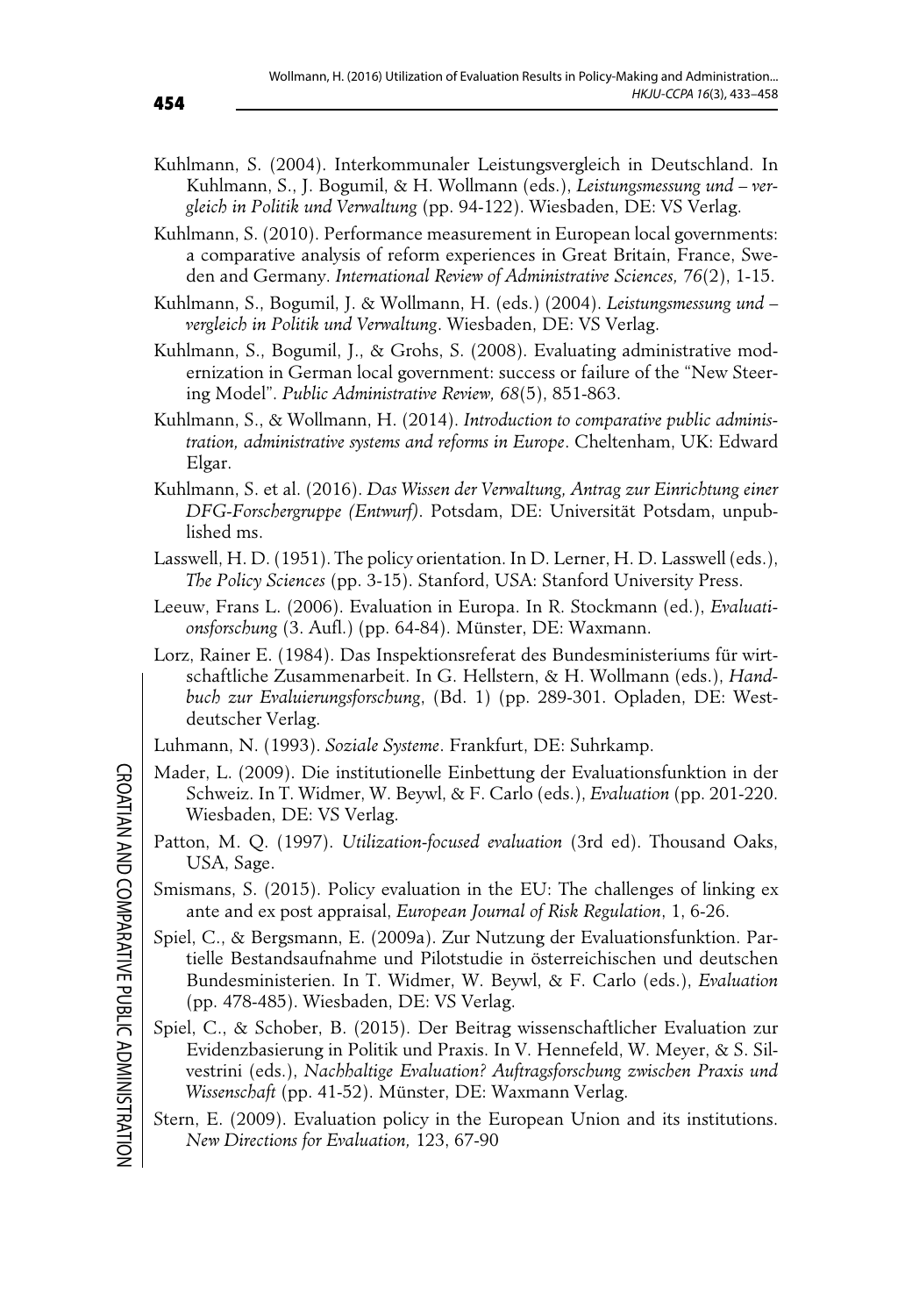Kuhlmann, S. (2004). Interkommunaler Leistungsvergleich in Deutschland. In Kuhlmann, S., J. Bogumil, & H. Wollmann (eds.), *Leistungsmessung und – vergleich in Politik und Verwaltung* (pp. 94-122). Wiesbaden, DE: VS Verlag.

Kuhlmann, S. (2010). Performance measurement in European local governments: a comparative analysis of reform experiences in Great Britain, France, Sweden and Germany. *International Review of Administrative Sciences, 76*(2), 1-15.

Kuhlmann, S., Bogumil, J. & Wollmann, H. (eds.) (2004). *Leistungsmessung und – vergleich in Politik und Verwaltung*. Wiesbaden, DE: VS Verlag.

Kuhlmann, S., Bogumil, J., & Grohs, S. (2008). Evaluating administrative modernization in German local government: success or failure of the "New Steering Model". *Public Administrative Review, 68*(5), 851-863.

Kuhlmann, S., & Wollmann, H. (2014). *Introduction to comparative public administration, administrative systems and reforms in Europe*. Cheltenham, UK: Edward Elgar.

Kuhlmann, S. et al. (2016). *Das Wissen der Verwaltung, Antrag zur Einrichtung einer DFG-Forschergruppe (Entwurf)*. Potsdam, DE: Universität Potsdam, unpublished ms.

Lasswell, H. D. (1951). The policy orientation. In D. Lerner, H. D. Lasswell (eds.), *The Policy Sciences* (pp. 3-15). Stanford, USA: Stanford University Press.

Leeuw, Frans L. (2006). Evaluation in Europa. In R. Stockmann (ed.), *Evaluationsforschung* (3. Aufl.) (pp. 64-84). Münster, DE: Waxmann.

Lorz, Rainer E. (1984). Das Inspektionsreferat des Bundesministeriums für wirtschaftliche Zusammenarbeit. In G. Hellstern, & H. Wollmann (eds.), *Handbuch zur Evaluierungsforschung*, (Bd. 1) (pp. 289-301. Opladen, DE: Westdeutscher Verlag.

Luhmann, N. (1993). *Soziale Systeme*. Frankfurt, DE: Suhrkamp.

Mader, L. (2009). Die institutionelle Einbettung der Evaluationsfunktion in der Schweiz. In T. Widmer, W. Beywl, & F. Carlo (eds.), *Evaluation* (pp. 201-220. Wiesbaden, DE: VS Verlag.

Patton, M. Q. (1997). *Utilization-focused evaluation* (3rd ed). Thousand Oaks, USA, Sage.

Smismans, S. (2015). Policy evaluation in the EU: The challenges of linking ex ante and ex post appraisal, *European Journal of Risk Regulation*, 1, 6-26.

Spiel, C., & Bergsmann, E. (2009a). Zur Nutzung der Evaluationsfunktion. Partielle Bestandsaufnahme und Pilotstudie in österreichischen und deutschen Bundesministerien. In T. Widmer, W. Beywl, & F. Carlo (eds.), *Evaluation* (pp. 478-485). Wiesbaden, DE: VS Verlag.

Spiel, C., & Schober, B. (2015). Der Beitrag wissenschaftlicher Evaluation zur Evidenzbasierung in Politik und Praxis. In V. Hennefeld, W. Meyer, & S. Silvestrini (eds.), *Nachhaltige Evaluation? Auftragsforschung zwischen Praxis und Wissenschaft* (pp. 41-52). Münster, DE: Waxmann Verlag.

Stern, E. (2009). Evaluation policy in the European Union and its institutions. *New Directions for Evaluation,* 123, 67-90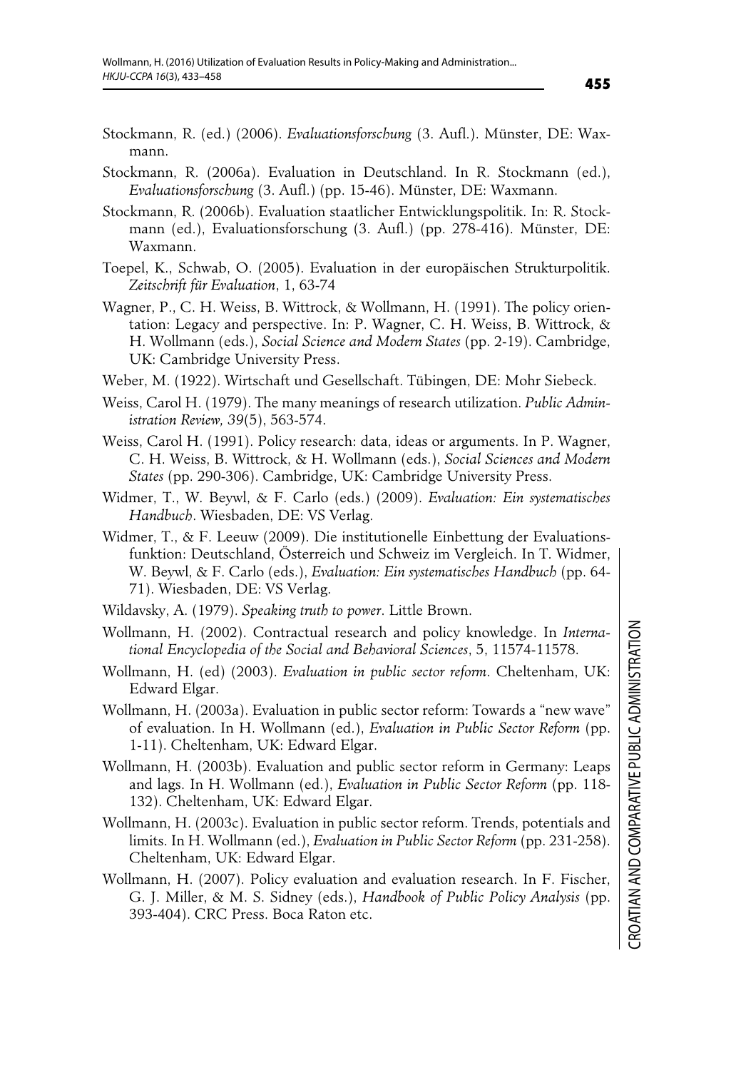Stockmann, R. (ed.) (2006). *Evaluationsforschung* (3. Aufl.). Münster, DE: Waxmann.

Stockmann, R. (2006a). Evaluation in Deutschland. In R. Stockmann (ed.), *Evaluationsforschung* (3. Aufl.) (pp. 15-46). Münster, DE: Waxmann.

Stockmann, R. (2006b). Evaluation staatlicher Entwicklungspolitik. In: R. Stockmann (ed.), Evaluationsforschung (3. Aufl.) (pp. 278-416). Münster, DE: Waxmann.

Toepel, K., Schwab, O. (2005). Evaluation in der europäischen Strukturpolitik. *Zeitschrift für Evaluation*, 1, 63-74

Wagner, P., C. H. Weiss, B. Wittrock, & Wollmann, H. (1991). The policy orientation: Legacy and perspective. In: P. Wagner, C. H. Weiss, B. Wittrock, & H. Wollmann (eds.), *Social Science and Modern States* (pp. 2-19). Cambridge, UK: Cambridge University Press.

Weber, M. (1922). Wirtschaft und Gesellschaft. Tübingen, DE: Mohr Siebeck.

Weiss, Carol H. (1979). The many meanings of research utilization. *Public Administration Review, 39*(5), 563-574.

Weiss, Carol H. (1991). Policy research: data, ideas or arguments. In P. Wagner, C. H. Weiss, B. Wittrock, & H. Wollmann (eds.), *Social Sciences and Modern States* (pp. 290-306). Cambridge, UK: Cambridge University Press.

Widmer, T., W. Beywl, & F. Carlo (eds.) (2009). *Evaluation: Ein systematisches Handbuch*. Wiesbaden, DE: VS Verlag.

Widmer, T., & F. Leeuw (2009). Die institutionelle Einbettung der Evaluationsfunktion: Deutschland, Österreich und Schweiz im Vergleich. In T. Widmer, W. Beywl, & F. Carlo (eds.), *Evaluation: Ein systematisches Handbuch* (pp. 64-71). Wiesbaden, DE: VS Verlag.

Wildavsky, A. (1979). *Speaking truth to power*. Little Brown.

Wollmann, H. (2002). Contractual research and policy knowledge. In *International Encyclopedia of the Social and Behavioral Sciences*, 5, 11574-11578.

Wollmann, H. (ed) (2003). *Evaluation in public sector reform*. Cheltenham, UK: Edward Elgar.

Wollmann, H. (2003a). Evaluation in public sector reform: Towards a "new wave" of evaluation. In H. Wollmann (ed.), *Evaluation in Public Sector Reform* (pp. 1-11). Cheltenham, UK: Edward Elgar.

Wollmann, H. (2003b). Evaluation and public sector reform in Germany: Leaps and lags. In H. Wollmann (ed.), *Evaluation in Public Sector Reform* (pp. 118-132). Cheltenham, UK: Edward Elgar.

Wollmann, H. (2003c). Evaluation in public sector reform. Trends, potentials and limits. In H. Wollmann (ed.), *Evaluation in Public Sector Reform* (pp. 231-258). Cheltenham, UK: Edward Elgar.

Wollmann, H. (2007). Policy evaluation and evaluation research. In F. Fischer, G. J. Miller, & M. S. Sidney (eds.), *Handbook of Public Policy Analysis* (pp. 393-404). CRC Press. Boca Raton etc.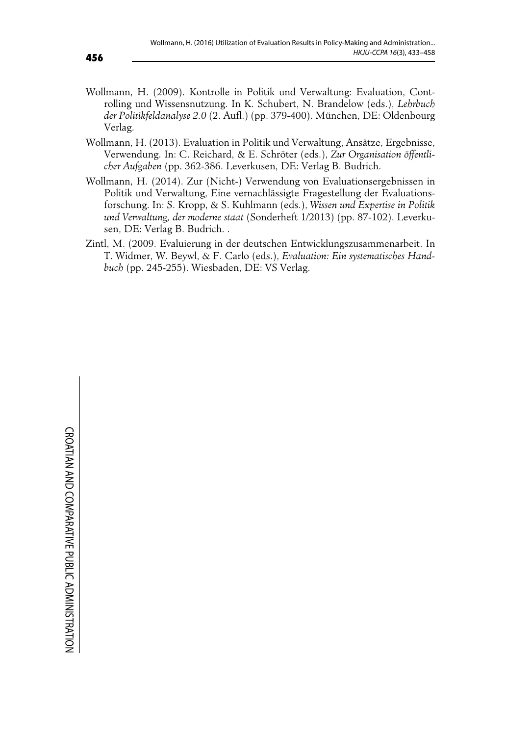Wollmann, H. (2009). Kontrolle in Politik und Verwaltung: Evaluation, Controlling und Wissensnutzung. In K. Schubert, N. Brandelow (eds.), *Lehrbuch der Politikfeldanalyse 2.0* (2. Aufl.) (pp. 379-400). München, DE: Oldenbourg Verlag.

Wollmann, H. (2013). Evaluation in Politik und Verwaltung, Ansätze, Ergebnisse, Verwendung. In: C. Reichard, & E. Schröter (eds.), *Zur Organisation öffentlicher Aufgaben* (pp. 362-386. Leverkusen, DE: Verlag B. Budrich.

Wollmann, H. (2014). Zur (Nicht-) Verwendung von Evaluationsergebnissen in Politik und Verwaltung, Eine vernachlässigte Fragestellung der Evaluationsforschung. In: S. Kropp, & S. Kuhlmann (eds.), *Wissen und Expertise in Politik und Verwaltung, der moderne staat* (Sonderheft 1/2013) (pp. 87-102). Leverkusen, DE: Verlag B. Budrich. .

Zintl, M. (2009. Evaluierung in der deutschen Entwicklungszusammenarbeit. In T. Widmer, W. Beywl, & F. Carlo (eds.), *Evaluation: Ein systematisches Handbuch* (pp. 245-255). Wiesbaden, DE: VS Verlag.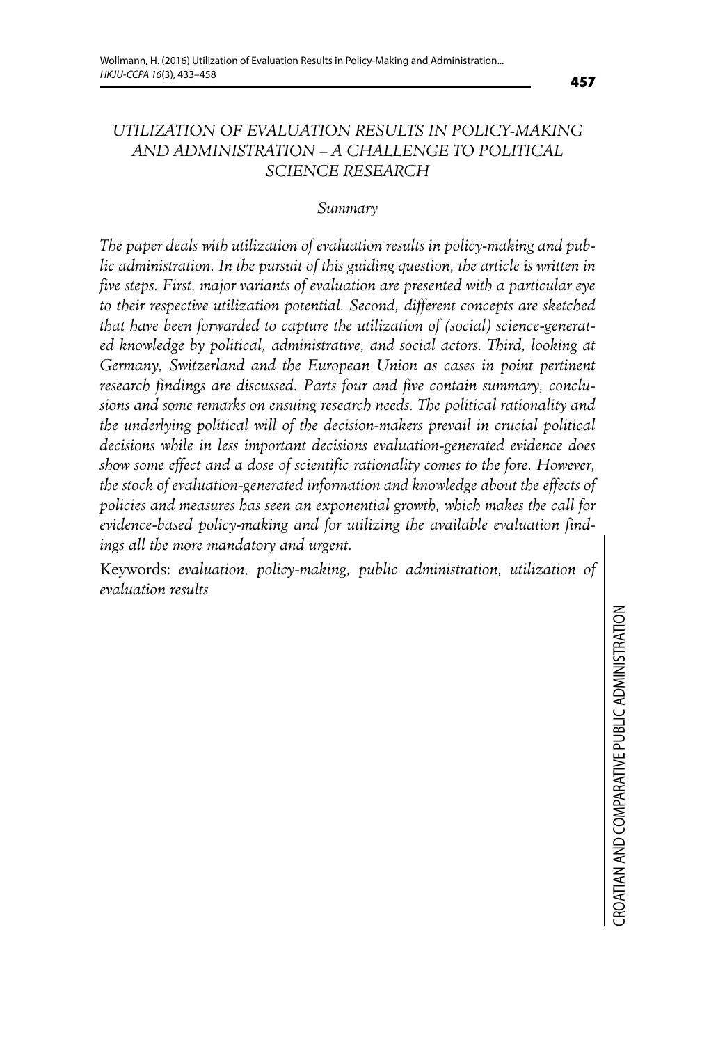# *UTILIZATION OF EVALUATION RESULTS IN POLICY-MAKING AND ADMINISTRATION – A CHALLENGE TO POLITICAL SCIENCE RESEARCH*

*Summary*

*The paper deals with utilization of evaluation results in policy-making and public administration. In the pursuit of this guiding question, the article is written in five steps. First, major variants of evaluation are presented with a particular eye to their respective utilization potential. Second, different concepts are sketched that have been forwarded to capture the utilization of (social) science-generated knowledge by political, administrative, and social actors. Third, looking at Germany, Switzerland and the European Union as cases in point pertinent research findings are discussed. Parts four and five contain summary, conclusions and some remarks on ensuing research needs. The political rationality and the underlying political will of the decision-makers prevail in crucial political decisions while in less important decisions evaluation-generated evidence does show some effect and a dose of scientific rationality comes to the fore. However, the stock of evaluation-generated information and knowledge about the effects of policies and measures has seen an exponential growth, which makes the call for evidence-based policy-making and for utilizing the available evaluation findings all the more mandatory and urgent.*

Keywords: *evaluation, policy-making, public administration, utilization of evaluation results*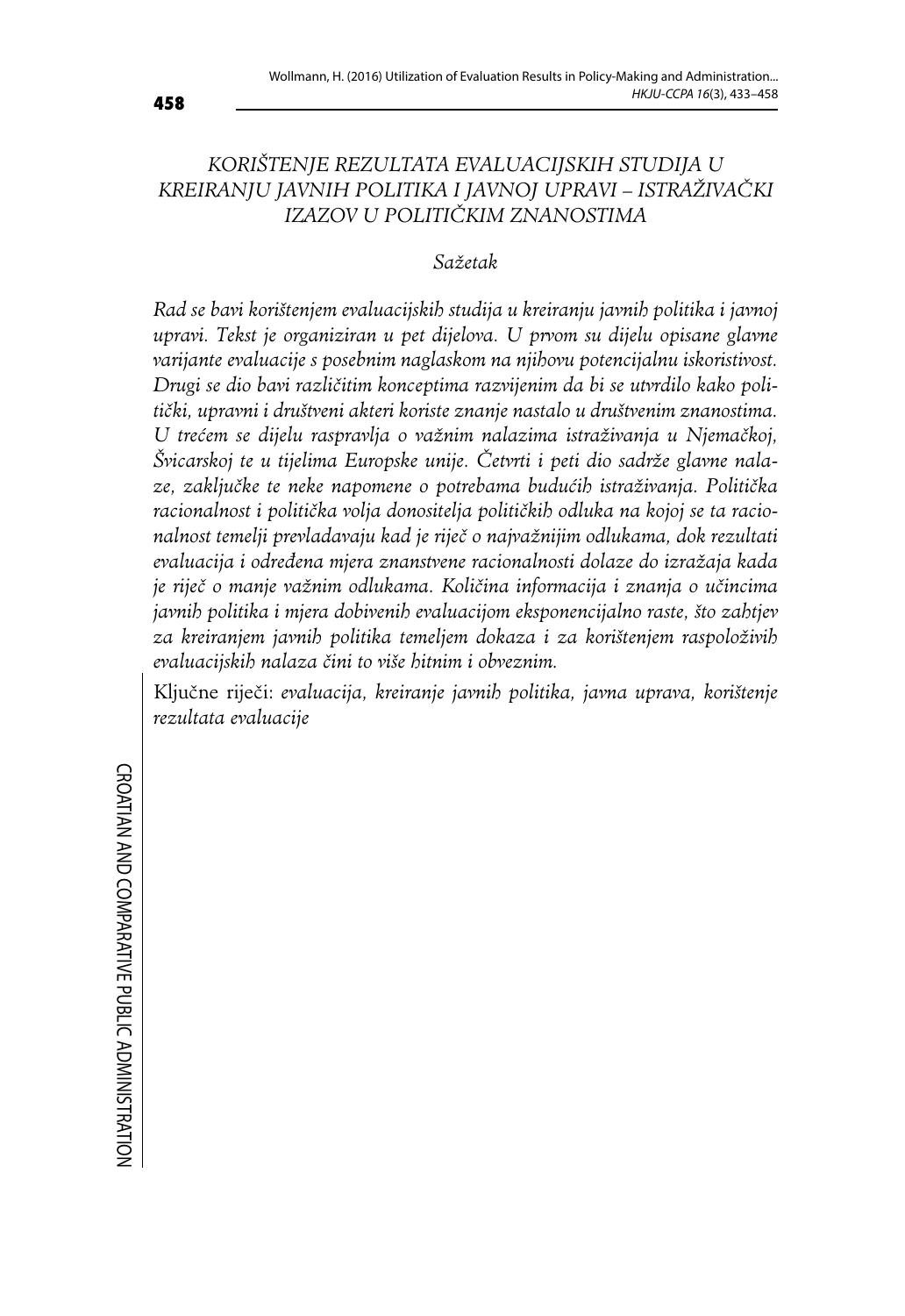# *KORIŠTENJE REZULTATA EVALUACIJSKIH STUDIJA U KREIRANJU JAVNIH POLITIKA I JAVNOJ UPRAVI – ISTRAŽIVAČKI IZAZOV U POLITIČKIM ZNANOSTIMA*

*Sažetak*

*Rad se bavi korištenjem evaluacijskih studija u kreiranju javnih politika i javnoj upravi. Tekst je organiziran u pet dijelova. U prvom su dijelu opisane glavne varijante evaluacije s posebnim naglaskom na njihovu potencijalnu iskoristivost. Drugi se dio bavi različitim konceptima razvijenim da bi se utvrdilo kako politički, upravni i društveni akteri koriste znanje nastalo u društvenim znanostima. U trećem se dijelu raspravlja o važnim nalazima istraživanja u Njemačkoj, Švicarskoj te u tijelima Europske unije. Četvrti i peti dio sadrže glavne nalaze, zaključke te neke napomene o potrebama budućih istraživanja. Politička racionalnost i politička volja donositelja političkih odluka na kojoj se ta racionalnost temelji prevladavaju kad je riječ o najvažnijim odlukama, dok rezultati evaluacija i određena mjera znanstvene racionalnosti dolaze do izražaja kada je riječ o manje važnim odlukama. Količina informacija i znanja o učincima javnih politika i mjera dobivenih evaluacijom eksponencijalno raste, što zahtjev za kreiranjem javnih politika temeljem dokaza i za korištenjem raspoloživih evaluacijskih nalaza čini to više hitnim i obveznim.*

Ključne riječi: *evaluacija, kreiranje javnih politika, javna uprava, korištenje rezultata evaluacije*